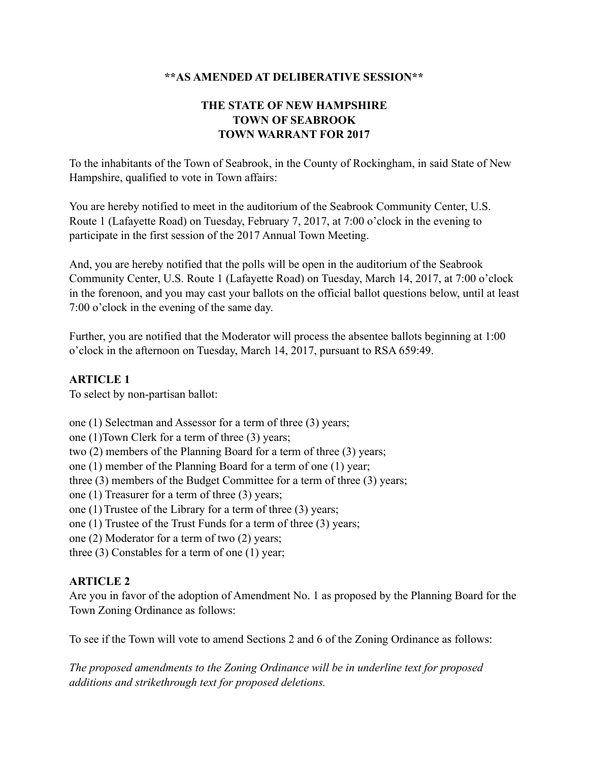**\*\*AS AMENDED AT DELIBERATIVE SESSION\*\***

# THE STATE OF NEW HAMPSHIRE
# TOWN OF SEABROOK
# TOWN WARRANT FOR 2017

To the inhabitants of the Town of Seabrook, in the County of Rockingham, in said State of New Hampshire, qualified to vote in Town affairs:

You are hereby notified to meet in the auditorium of the Seabrook Community Center, U.S. Route 1 (Lafayette Road) on Tuesday, February 7, 2017, at 7:00 o'clock in the evening to participate in the first session of the 2017 Annual Town Meeting.

And, you are hereby notified that the polls will be open in the auditorium of the Seabrook Community Center, U.S. Route 1 (Lafayette Road) on Tuesday, March 14, 2017, at 7:00 o'clock in the forenoon, and you may cast your ballots on the official ballot questions below, until at least 7:00 o'clock in the evening of the same day.

Further, you are notified that the Moderator will process the absentee ballots beginning at 1:00 o'clock in the afternoon on Tuesday, March 14, 2017, pursuant to RSA 659:49.

### ARTICLE 1

To select by non-partisan ballot:

one (1) Selectman and Assessor for a term of three (3) years;
one (1)Town Clerk for a term of three (3) years;
two (2) members of the Planning Board for a term of three (3) years;
one (1) member of the Planning Board for a term of one (1) year;
three (3) members of the Budget Committee for a term of three (3) years;
one (1) Treasurer for a term of three (3) years;
one (1) Trustee of the Library for a term of three (3) years;
one (1) Trustee of the Trust Funds for a term of three (3) years;
one (2) Moderator for a term of two (2) years;
three (3) Constables for a term of one (1) year;

### ARTICLE 2

Are you in favor of the adoption of Amendment No. 1 as proposed by the Planning Board for the Town Zoning Ordinance as follows:

To see if the Town will vote to amend Sections 2 and 6 of the Zoning Ordinance as follows:

*The proposed amendments to the Zoning Ordinance will be in underline text for proposed additions and strikethrough text for proposed deletions.*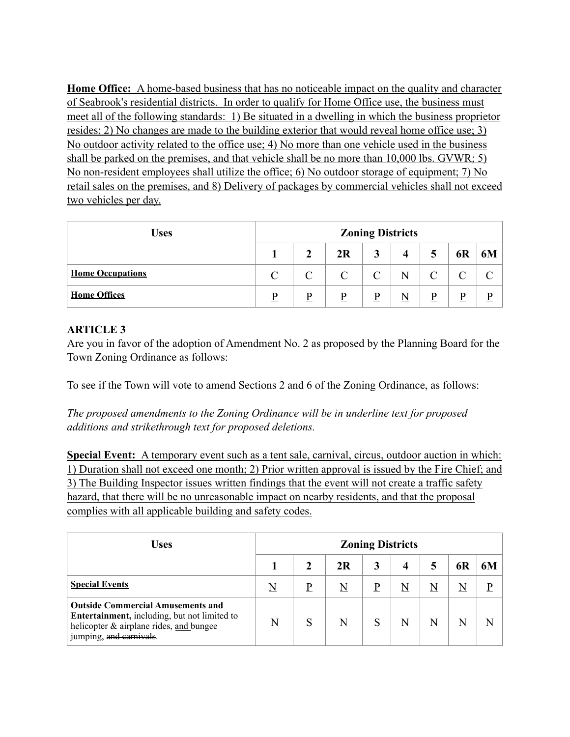**Home Office:** A home-based business that has no noticeable impact on the quality and character of Seabrook's residential districts. In order to qualify for Home Office use, the business must meet all of the following standards: 1) Be situated in a dwelling in which the business proprietor resides; 2) No changes are made to the building exterior that would reveal home office use; 3) No outdoor activity related to the office use; 4) No more than one vehicle used in the business shall be parked on the premises, and that vehicle shall be no more than 10,000 lbs. GVWR; 5) No non-resident employees shall utilize the office; 6) No outdoor storage of equipment; 7) No retail sales on the premises, and 8) Delivery of packages by commercial vehicles shall not exceed two vehicles per day.

| Uses | Zoning Districts | | | | | | | |
|---|---|---|---|---|---|---|---|---|
| | 1 | 2 | 2R | 3 | 4 | 5 | 6R | 6M |
| **Home Occupations** | C | C | C | C | N | C | C | C |
| **Home Offices** | P | P | P | P | N | P | P | P |

**ARTICLE 3**

Are you in favor of the adoption of Amendment No. 2 as proposed by the Planning Board for the Town Zoning Ordinance as follows:

To see if the Town will vote to amend Sections 2 and 6 of the Zoning Ordinance, as follows:

*The proposed amendments to the Zoning Ordinance will be in underline text for proposed additions and strikethrough text for proposed deletions.*

**Special Event:** A temporary event such as a tent sale, carnival, circus, outdoor auction in which: 1) Duration shall not exceed one month; 2) Prior written approval is issued by the Fire Chief; and 3) The Building Inspector issues written findings that the event will not create a traffic safety hazard, that there will be no unreasonable impact on nearby residents, and that the proposal complies with all applicable building and safety codes.

| Uses | Zoning Districts | | | | | | | |
|---|---|---|---|---|---|---|---|---|
| | 1 | 2 | 2R | 3 | 4 | 5 | 6R | 6M |
| **Special Events** | N | P | N | P | N | N | N | P |
| **Outside Commercial Amusements and Entertainment,** including, but not limited to helicopter & airplane rides, and bungee jumping, ~~and carnivals~~. | N | S | N | S | N | N | N | N |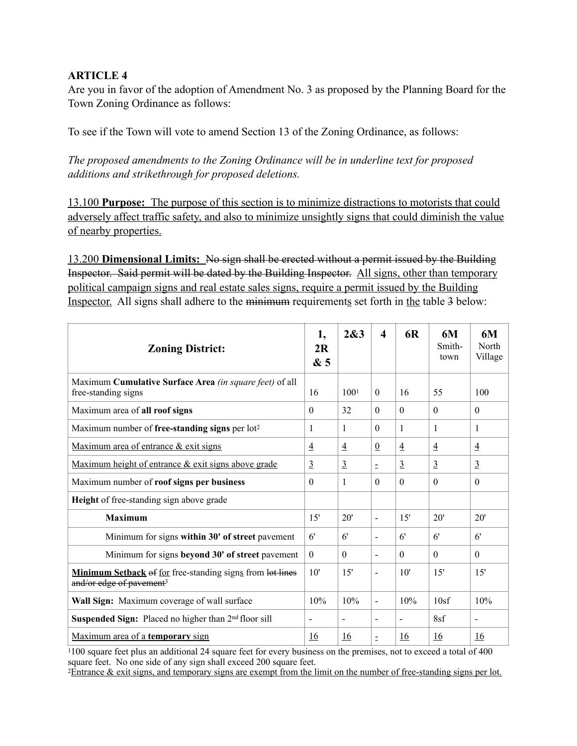**ARTICLE 4**

Are you in favor of the adoption of Amendment No. 3 as proposed by the Planning Board for the Town Zoning Ordinance as follows:

To see if the Town will vote to amend Section 13 of the Zoning Ordinance, as follows:

*The proposed amendments to the Zoning Ordinance will be in underline text for proposed additions and strikethrough for proposed deletions.*

<u>13.100 **Purpose:** The purpose of this section is to minimize distractions to motorists that could adversely affect traffic safety, and also to minimize unsightly signs that could diminish the value of nearby properties.</u>

<u>13.200</u> **Dimensional Limits:** ~~No sign shall be erected without a permit issued by the Building Inspector. Said permit will be dated by the Building Inspector.~~ <u>All signs, other than temporary political campaign signs and real estate sales signs, require a permit issued by the Building Inspector.</u> All signs shall adhere to the ~~minimum~~ requirement<u>s</u> set forth in <u>the</u> table ~~3~~ below:

| **Zoning District:** | **1, 2R & 5** | **2&3** | **4** | **6R** | **6M** Smith-town | **6M** North Village |
|---|---|---|---|---|---|---|
| Maximum **Cumulative Surface Area** *(in square feet)* of all free-standing signs | 16 | 100[1] | 0 | 16 | 55 | 100 |
| Maximum area of **all roof signs** | 0 | 32 | 0 | 0 | 0 | 0 |
| Maximum number of **free-standing signs** per lot[2] | 1 | 1 | 0 | 1 | 1 | 1 |
| <u>Maximum area of entrance & exit signs</u> | <u>4</u> | <u>4</u> | <u>0</u> | <u>4</u> | <u>4</u> | <u>4</u> |
| <u>Maximum height of entrance & exit signs above grade</u> | <u>3</u> | <u>3</u> | <u>-</u> | <u>3</u> | <u>3</u> | <u>3</u> |
| Maximum number of **roof signs per business** | 0 | 1 | 0 | 0 | 0 | 0 |
| **Height** of free-standing sign above grade | | | | | | |
| **Maximum** | 15' | 20' | - | 15' | 20' | 20' |
| Minimum for signs **within 30' of street** pavement | 6' | 6' | - | 6' | 6' | 6' |
| Minimum for signs **beyond 30' of street** pavement | 0 | 0 | - | 0 | 0 | 0 |
| **<u>Minimum Setback</u>** ~~of~~ <u>for</u> free-standing sign<u>s</u> from ~~lot lines and/or edge of pavement~~[3] | 10' | 15' | - | 10' | 15' | 15' |
| **Wall Sign:** Maximum coverage of wall surface | 10% | 10% | - | 10% | 10sf | 10% |
| **Suspended Sign:** Placed no higher than 2nd floor sill | - | - | - | - | 8sf | - |
| <u>Maximum area of a **temporary** sign</u> | <u>16</u> | <u>16</u> | <u>-</u> | <u>16</u> | <u>16</u> | <u>16</u> |

[1]100 square feet plus an additional 24 square feet for every business on the premises, not to exceed a total of 400 square feet. No one side of any sign shall exceed 200 square feet.

[2]<u>Entrance & exit signs, and temporary signs are exempt from the limit on the number of free-standing signs per lot.</u>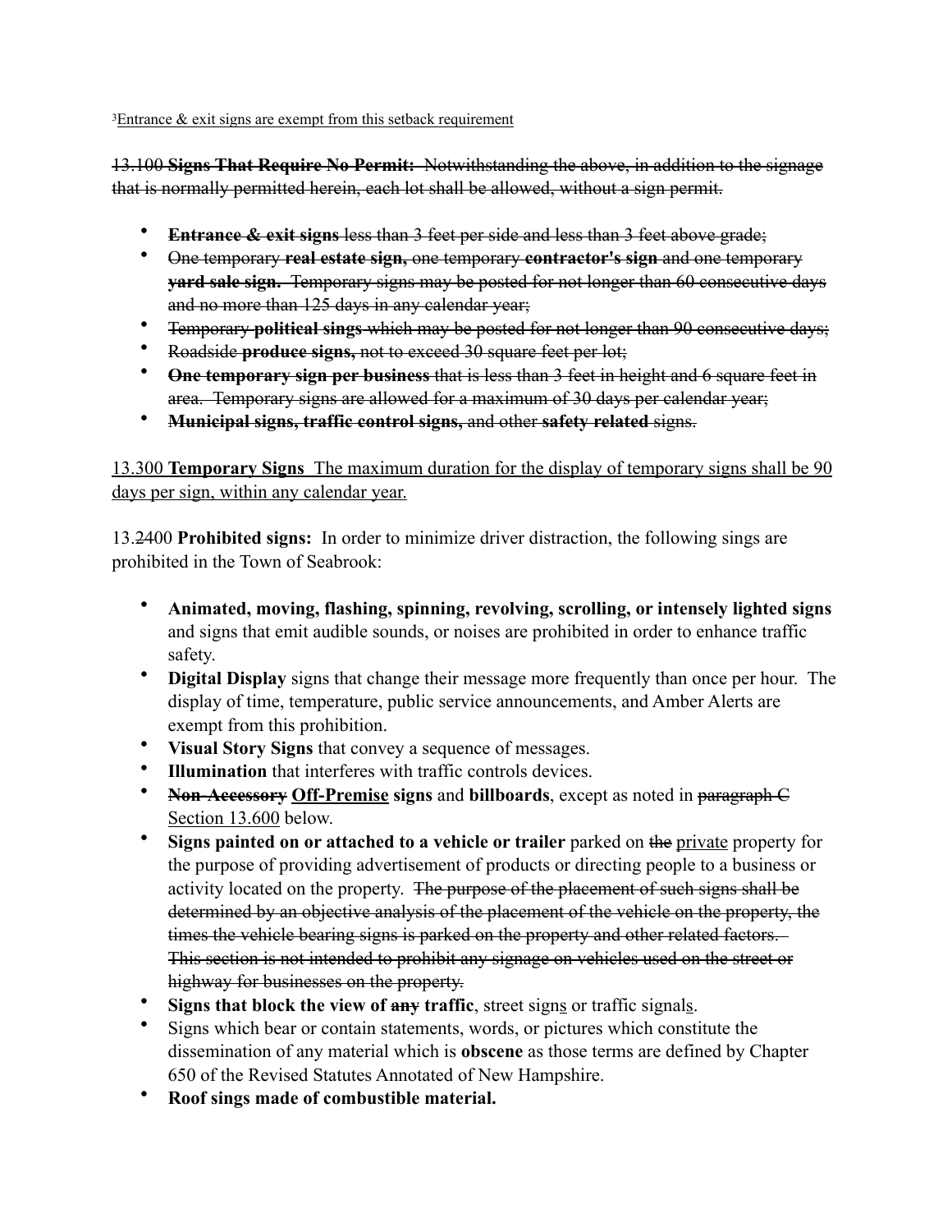[3]<u>Entrance & exit signs are exempt from this setback requirement</u>

~~13.100 **Signs That Require No Permit:** Notwithstanding the above, in addition to the signage that is normally permitted herein, each lot shall be allowed, without a sign permit.~~

- ~~**Entrance & exit signs** less than 3 feet per side and less than 3 feet above grade;~~
- ~~One temporary **real estate sign,** one temporary **contractor's sign** and one temporary **yard sale sign.** Temporary signs may be posted for not longer than 60 consecutive days and no more than 125 days in any calendar year;~~
- ~~Temporary **political sings** which may be posted for not longer than 90 consecutive days;~~
- ~~Roadside **produce signs,** not to exceed 30 square feet per lot;~~
- ~~**One temporary sign per business** that is less than 3 feet in height and 6 square feet in area. Temporary signs are allowed for a maximum of 30 days per calendar year;~~
- ~~**Municipal signs, traffic control signs,** and other **safety related** signs.~~

<u>13.300 **Temporary Signs** The maximum duration for the display of temporary signs shall be 90 days per sign, within any calendar year.</u>

13.~~2~~400 **Prohibited signs:** In order to minimize driver distraction, the following sings are prohibited in the Town of Seabrook:

- **Animated, moving, flashing, spinning, revolving, scrolling, or intensely lighted signs** and signs that emit audible sounds, or noises are prohibited in order to enhance traffic safety.
- **Digital Display** signs that change their message more frequently than once per hour. The display of time, temperature, public service announcements, and Amber Alerts are exempt from this prohibition.
- **Visual Story Signs** that convey a sequence of messages.
- **Illumination** that interferes with traffic controls devices.
- ~~**Non-Accessory**~~ <u>**Off-Premise**</u> **signs** and **billboards**, except as noted in ~~paragraph C~~ <u>Section 13.600</u> below.
- **Signs painted on or attached to a vehicle or trailer** parked on ~~the~~ <u>private</u> property for the purpose of providing advertisement of products or directing people to a business or activity located on the property. ~~The purpose of the placement of such signs shall be determined by an objective analysis of the placement of the vehicle on the property, the times the vehicle bearing signs is parked on the property and other related factors. This section is not intended to prohibit any signage on vehicles used on the street or highway for businesses on the property.~~
- **Signs that block the view of ~~any~~ traffic**, street sign<u>s</u> or traffic signal<u>s</u>.
- Signs which bear or contain statements, words, or pictures which constitute the dissemination of any material which is **obscene** as those terms are defined by Chapter 650 of the Revised Statutes Annotated of New Hampshire.
- **Roof sings made of combustible material.**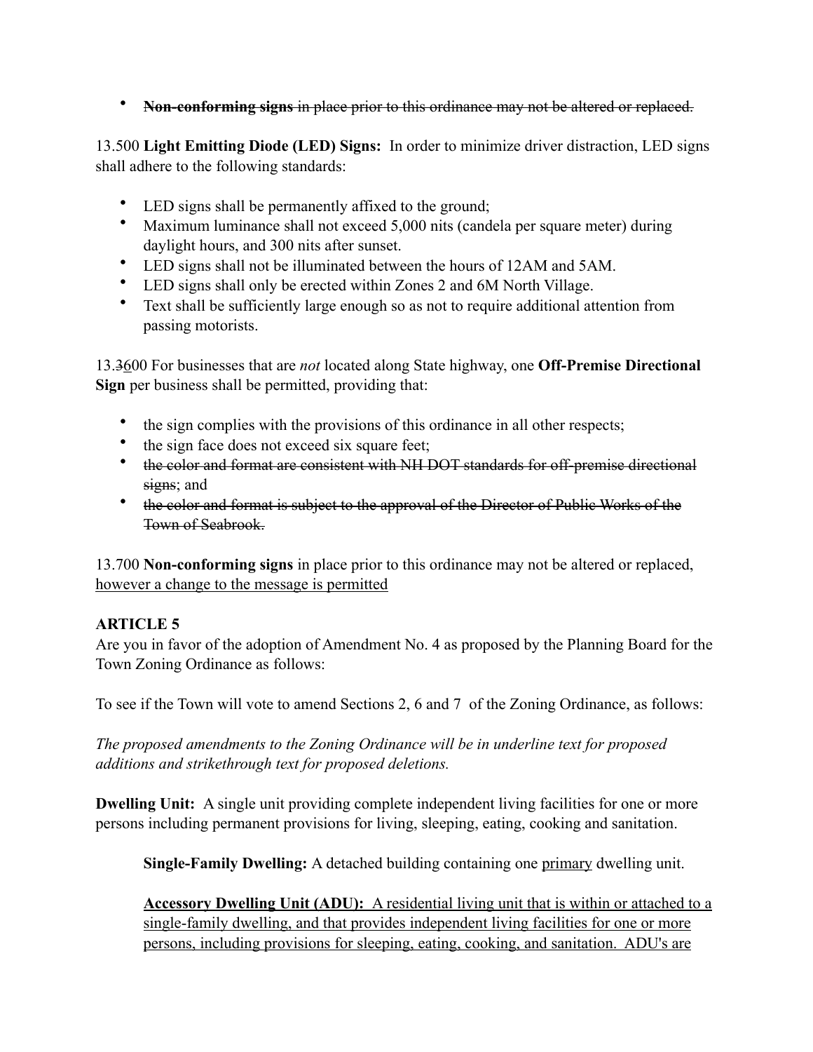- ~~**Non-conforming signs** in place prior to this ordinance may not be altered or replaced.~~

13.500 **Light Emitting Diode (LED) Signs:** In order to minimize driver distraction, LED signs shall adhere to the following standards:

- LED signs shall be permanently affixed to the ground;
- Maximum luminance shall not exceed 5,000 nits (candela per square meter) during daylight hours, and 300 nits after sunset.
- LED signs shall not be illuminated between the hours of 12AM and 5AM.
- LED signs shall only be erected within Zones 2 and 6M North Village.
- Text shall be sufficiently large enough so as not to require additional attention from passing motorists.

13.~~3~~<u>6</u>00 For businesses that are *not* located along State highway, one **Off-Premise Directional Sign** per business shall be permitted, providing that:

- the sign complies with the provisions of this ordinance in all other respects;
- the sign face does not exceed six square feet;
- ~~the color and format are consistent with NH DOT standards for off-premise directional signs~~; and
- ~~the color and format is subject to the approval of the Director of Public Works of the Town of Seabrook.~~

13.700 **Non-conforming signs** in place prior to this ordinance may not be altered or replaced, <u>however a change to the message is permitted</u>

**ARTICLE 5**
Are you in favor of the adoption of Amendment No. 4 as proposed by the Planning Board for the Town Zoning Ordinance as follows:

To see if the Town will vote to amend Sections 2, 6 and 7 of the Zoning Ordinance, as follows:

*The proposed amendments to the Zoning Ordinance will be in underline text for proposed additions and strikethrough text for proposed deletions.*

**Dwelling Unit:** A single unit providing complete independent living facilities for one or more persons including permanent provisions for living, sleeping, eating, cooking and sanitation.

> **Single-Family Dwelling:** A detached building containing one <u>primary</u> dwelling unit.
>
> <u>**Accessory Dwelling Unit (ADU):** A residential living unit that is within or attached to a single-family dwelling, and that provides independent living facilities for one or more persons, including provisions for sleeping, eating, cooking, and sanitation. ADU's are</u>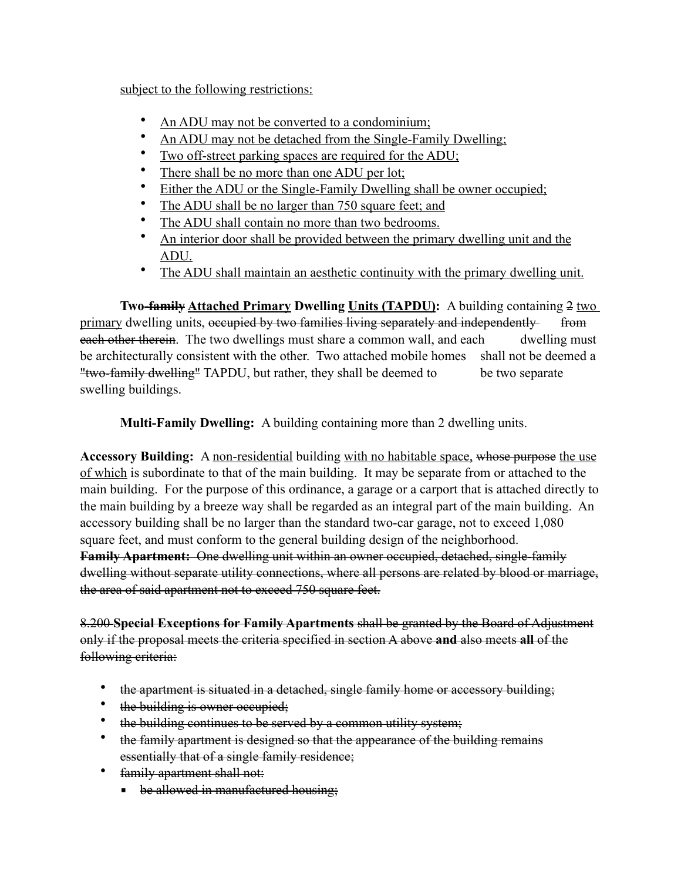<u>subject to the following restrictions:</u>

- <u>An ADU may not be converted to a condominium;</u>
- <u>An ADU may not be detached from the Single-Family Dwelling;</u>
- <u>Two off-street parking spaces are required for the ADU;</u>
- <u>There shall be no more than one ADU per lot;</u>
- <u>Either the ADU or the Single-Family Dwelling shall be owner occupied;</u>
- <u>The ADU shall be no larger than 750 square feet; and</u>
- <u>The ADU shall contain no more than two bedrooms.</u>
- <u>An interior door shall be provided between the primary dwelling unit and the ADU.</u>
- <u>The ADU shall maintain an aesthetic continuity with the primary dwelling unit.</u>

**Two ~~family~~ <u>Attached Primary</u> Dwelling <u>Units (TAPDU)</u>:** A building containing ~~2~~ <u>two primary</u> dwelling units, ~~occupied by two families living separately and independently from each other therein~~. The two dwellings must share a common wall, and each dwelling must be architecturally consistent with the other. Two attached mobile homes shall not be deemed a ~~"two-family dwelling"~~ TAPDU, but rather, they shall be deemed to be two separate swelling buildings.

**Multi-Family Dwelling:** A building containing more than 2 dwelling units.

**Accessory Building:** A <u>non-residential</u> building <u>with no habitable space,</u> ~~whose purpose~~ <u>the use of which</u> is subordinate to that of the main building. It may be separate from or attached to the main building. For the purpose of this ordinance, a garage or a carport that is attached directly to the main building by a breeze way shall be regarded as an integral part of the main building. An accessory building shall be no larger than the standard two-car garage, not to exceed 1,080 square feet, and must conform to the general building design of the neighborhood.

~~**Family Apartment:** One dwelling unit within an owner occupied, detached, single-family dwelling without separate utility connections, where all persons are related by blood or marriage, the area of said apartment not to exceed 750 square feet.~~

~~8.200 **Special Exceptions for Family Apartments** shall be granted by the Board of Adjustment only if the proposal meets the criteria specified in section A above **and** also meets **all** of the following criteria:~~

- ~~the apartment is situated in a detached, single family home or accessory building;~~
- ~~the building is owner occupied;~~
- ~~the building continues to be served by a common utility system;~~
- ~~the family apartment is designed so that the appearance of the building remains essentially that of a single family residence;~~
- ~~family apartment shall not:~~
  - ~~be allowed in manufactured housing;~~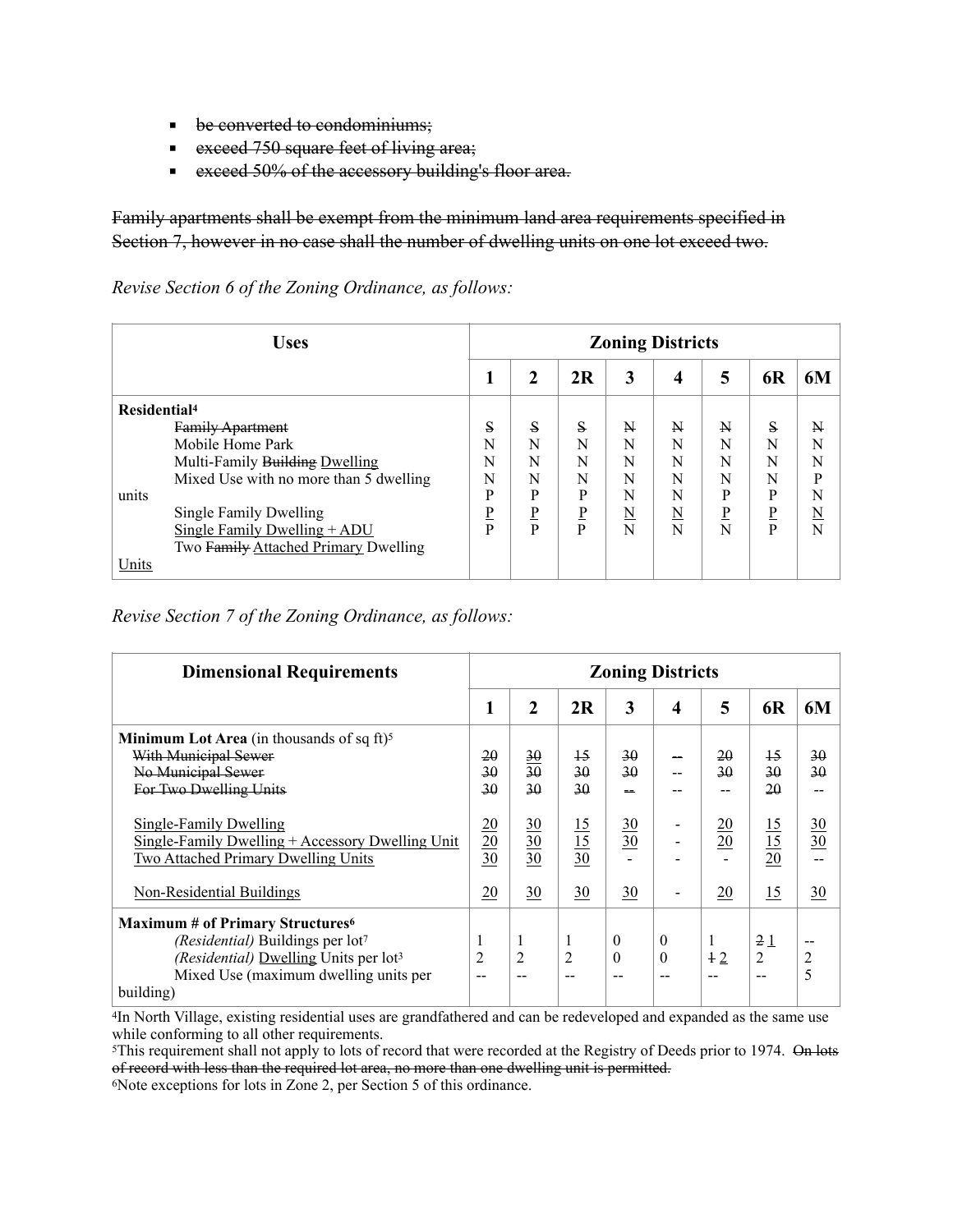- ~~be converted to condominiums;~~
- ~~exceed 750 square feet of living area;~~
- ~~exceed 50% of the accessory building's floor area.~~

~~Family apartments shall be exempt from the minimum land area requirements specified in Section 7, however in no case shall the number of dwelling units on one lot exceed two.~~

*Revise Section 6 of the Zoning Ordinance, as follows:*

| Uses | Zoning Districts | | | | | | | |
|---|---|---|---|---|---|---|---|---|
| | **1** | **2** | **2R** | **3** | **4** | **5** | **6R** | **6M** |
| **Residential**[4] | | | | | | | | |
| ~~Family Apartment~~ | ~~S~~ | ~~S~~ | ~~S~~ | ~~N~~ | ~~N~~ | ~~N~~ | ~~S~~ | ~~N~~ |
| Mobile Home Park | N | N | N | N | N | N | N | N |
| Multi-Family ~~Building~~ <u>Dwelling</u> | N | N | N | N | N | N | N | N |
| Mixed Use with no more than 5 dwelling units | N | N | N | N | N | N | N | P |
| Single Family Dwelling | P | P | P | N | N | P | P | N |
| <u>Single Family Dwelling + ADU</u> | <u>P</u> | <u>P</u> | <u>P</u> | <u>N</u> | <u>N</u> | <u>P</u> | <u>P</u> | <u>N</u> |
| Two ~~Family~~ <u>Attached Primary</u> Dwelling <u>Units</u> | P | P | P | N | N | N | P | N |

*Revise Section 7 of the Zoning Ordinance, as follows:*

| Dimensional Requirements | Zoning Districts | | | | | | | |
|---|---|---|---|---|---|---|---|---|
| | **1** | **2** | **2R** | **3** | **4** | **5** | **6R** | **6M** |
| **Minimum Lot Area** (in thousands of sq ft)[5] | | | | | | | | |
| ~~With Municipal Sewer~~ | ~~20~~ | ~~30~~ | ~~15~~ | ~~30~~ | ~~--~~ | ~~20~~ | ~~15~~ | ~~30~~ |
| ~~No Municipal Sewer~~ | ~~30~~ | ~~30~~ | ~~30~~ | ~~30~~ | -- | ~~30~~ | ~~30~~ | ~~30~~ |
| ~~For Two Dwelling Units~~ | ~~30~~ | ~~30~~ | ~~30~~ | ~~--~~ | -- | -- | ~~20~~ | -- |
| <u>Single-Family Dwelling</u> | <u>20</u> | <u>30</u> | <u>15</u> | <u>30</u> | - | <u>20</u> | <u>15</u> | <u>30</u> |
| <u>Single-Family Dwelling + Accessory Dwelling Unit</u> | <u>20</u> | <u>30</u> | <u>15</u> | <u>30</u> | - | <u>20</u> | <u>15</u> | <u>30</u> |
| <u>Two Attached Primary Dwelling Units</u> | <u>30</u> | <u>30</u> | <u>30</u> | - | - | - | <u>20</u> | -- |
| <u>Non-Residential Buildings</u> | <u>20</u> | <u>30</u> | <u>30</u> | <u>30</u> | - | <u>20</u> | <u>15</u> | <u>30</u> |
| **Maximum # of Primary Structures**[6] | | | | | | | | |
| *(Residential)* Buildings per lot[7] | 1 | 1 | 1 | 0 | 0 | 1 | ~~2~~ <u>1</u> | -- |
| *(Residential)* <u>Dwelling</u> Units per lot[3] | 2 | 2 | 2 | 0 | 0 | ~~1~~ <u>2</u> | 2 | 2 |
| Mixed Use (maximum dwelling units per building) | -- | -- | -- | -- | -- | -- | -- | 5 |

[4]In North Village, existing residential uses are grandfathered and can be redeveloped and expanded as the same use while conforming to all other requirements.

[5]This requirement shall not apply to lots of record that were recorded at the Registry of Deeds prior to 1974. ~~On lots of record with less than the required lot area, no more than one dwelling unit is permitted.~~

[6]Note exceptions for lots in Zone 2, per Section 5 of this ordinance.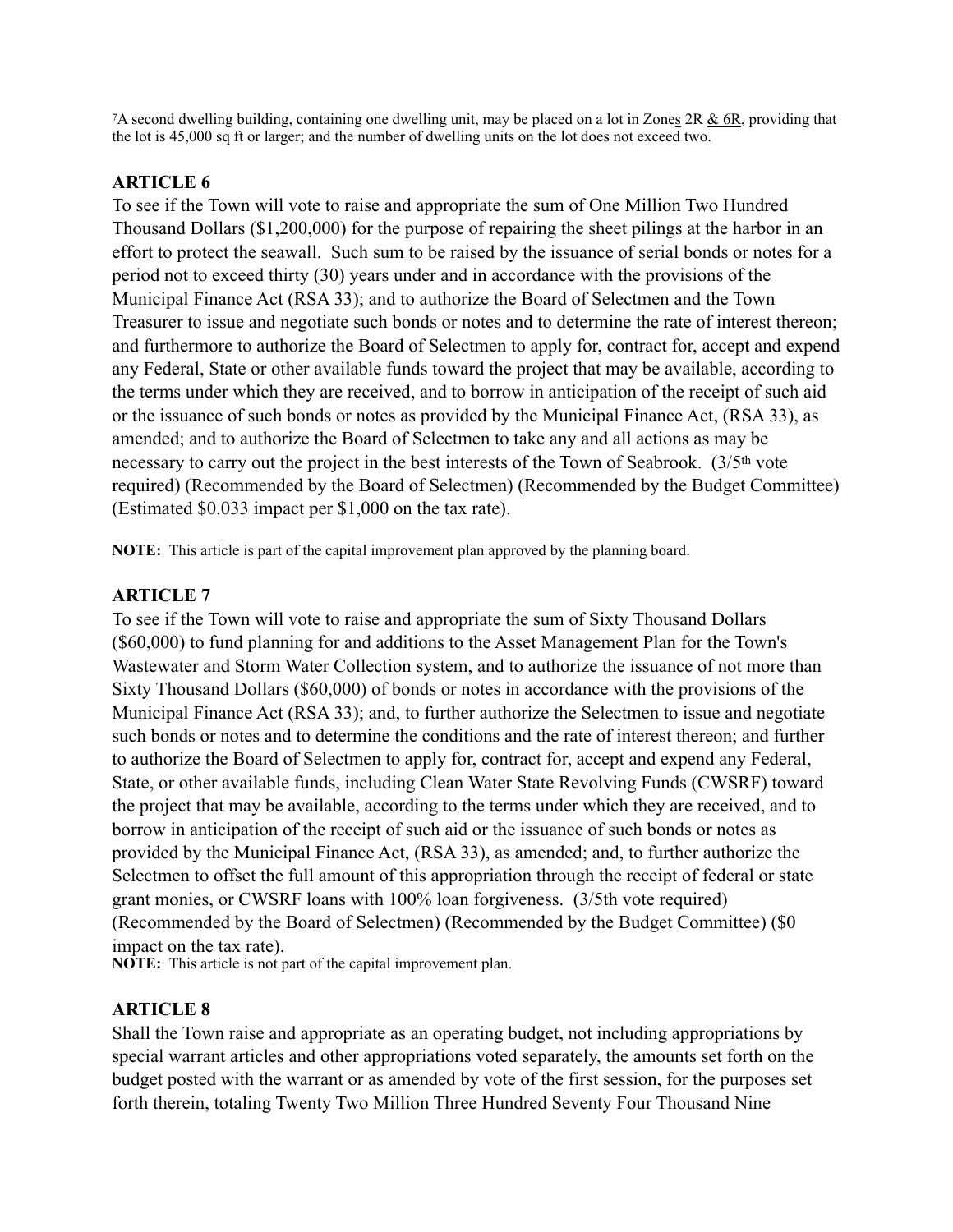[7]A second dwelling building, containing one dwelling unit, may be placed on a lot in Zones 2R & 6R, providing that the lot is 45,000 sq ft or larger; and the number of dwelling units on the lot does not exceed two.

**ARTICLE 6**

To see if the Town will vote to raise and appropriate the sum of One Million Two Hundred Thousand Dollars ($1,200,000) for the purpose of repairing the sheet pilings at the harbor in an effort to protect the seawall. Such sum to be raised by the issuance of serial bonds or notes for a period not to exceed thirty (30) years under and in accordance with the provisions of the Municipal Finance Act (RSA 33); and to authorize the Board of Selectmen and the Town Treasurer to issue and negotiate such bonds or notes and to determine the rate of interest thereon; and furthermore to authorize the Board of Selectmen to apply for, contract for, accept and expend any Federal, State or other available funds toward the project that may be available, according to the terms under which they are received, and to borrow in anticipation of the receipt of such aid or the issuance of such bonds or notes as provided by the Municipal Finance Act, (RSA 33), as amended; and to authorize the Board of Selectmen to take any and all actions as may be necessary to carry out the project in the best interests of the Town of Seabrook. (3/5th vote required) (Recommended by the Board of Selectmen) (Recommended by the Budget Committee) (Estimated $0.033 impact per $1,000 on the tax rate).

**NOTE:** This article is part of the capital improvement plan approved by the planning board.

**ARTICLE 7**

To see if the Town will vote to raise and appropriate the sum of Sixty Thousand Dollars ($60,000) to fund planning for and additions to the Asset Management Plan for the Town's Wastewater and Storm Water Collection system, and to authorize the issuance of not more than Sixty Thousand Dollars ($60,000) of bonds or notes in accordance with the provisions of the Municipal Finance Act (RSA 33); and, to further authorize the Selectmen to issue and negotiate such bonds or notes and to determine the conditions and the rate of interest thereon; and further to authorize the Board of Selectmen to apply for, contract for, accept and expend any Federal, State, or other available funds, including Clean Water State Revolving Funds (CWSRF) toward the project that may be available, according to the terms under which they are received, and to borrow in anticipation of the receipt of such aid or the issuance of such bonds or notes as provided by the Municipal Finance Act, (RSA 33), as amended; and, to further authorize the Selectmen to offset the full amount of this appropriation through the receipt of federal or state grant monies, or CWSRF loans with 100% loan forgiveness. (3/5th vote required) (Recommended by the Board of Selectmen) (Recommended by the Budget Committee) ($0 impact on the tax rate).

**NOTE:** This article is not part of the capital improvement plan.

**ARTICLE 8**

Shall the Town raise and appropriate as an operating budget, not including appropriations by special warrant articles and other appropriations voted separately, the amounts set forth on the budget posted with the warrant or as amended by vote of the first session, for the purposes set forth therein, totaling Twenty Two Million Three Hundred Seventy Four Thousand Nine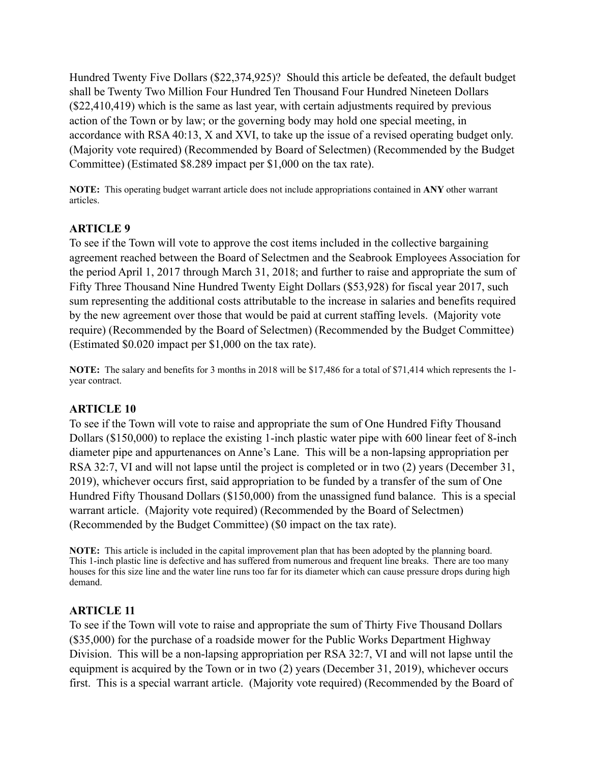Hundred Twenty Five Dollars ($22,374,925)? Should this article be defeated, the default budget shall be Twenty Two Million Four Hundred Ten Thousand Four Hundred Nineteen Dollars ($22,410,419) which is the same as last year, with certain adjustments required by previous action of the Town or by law; or the governing body may hold one special meeting, in accordance with RSA 40:13, X and XVI, to take up the issue of a revised operating budget only. (Majority vote required) (Recommended by Board of Selectmen) (Recommended by the Budget Committee) (Estimated $8.289 impact per $1,000 on the tax rate).

**NOTE:** This operating budget warrant article does not include appropriations contained in **ANY** other warrant articles.

### ARTICLE 9

To see if the Town will vote to approve the cost items included in the collective bargaining agreement reached between the Board of Selectmen and the Seabrook Employees Association for the period April 1, 2017 through March 31, 2018; and further to raise and appropriate the sum of Fifty Three Thousand Nine Hundred Twenty Eight Dollars ($53,928) for fiscal year 2017, such sum representing the additional costs attributable to the increase in salaries and benefits required by the new agreement over those that would be paid at current staffing levels. (Majority vote require) (Recommended by the Board of Selectmen) (Recommended by the Budget Committee) (Estimated $0.020 impact per $1,000 on the tax rate).

**NOTE:** The salary and benefits for 3 months in 2018 will be $17,486 for a total of $71,414 which represents the 1-year contract.

### ARTICLE 10

To see if the Town will vote to raise and appropriate the sum of One Hundred Fifty Thousand Dollars ($150,000) to replace the existing 1-inch plastic water pipe with 600 linear feet of 8-inch diameter pipe and appurtenances on Anne's Lane. This will be a non-lapsing appropriation per RSA 32:7, VI and will not lapse until the project is completed or in two (2) years (December 31, 2019), whichever occurs first, said appropriation to be funded by a transfer of the sum of One Hundred Fifty Thousand Dollars ($150,000) from the unassigned fund balance. This is a special warrant article. (Majority vote required) (Recommended by the Board of Selectmen) (Recommended by the Budget Committee) ($0 impact on the tax rate).

**NOTE:** This article is included in the capital improvement plan that has been adopted by the planning board. This 1-inch plastic line is defective and has suffered from numerous and frequent line breaks. There are too many houses for this size line and the water line runs too far for its diameter which can cause pressure drops during high demand.

### ARTICLE 11

To see if the Town will vote to raise and appropriate the sum of Thirty Five Thousand Dollars ($35,000) for the purchase of a roadside mower for the Public Works Department Highway Division. This will be a non-lapsing appropriation per RSA 32:7, VI and will not lapse until the equipment is acquired by the Town or in two (2) years (December 31, 2019), whichever occurs first. This is a special warrant article. (Majority vote required) (Recommended by the Board of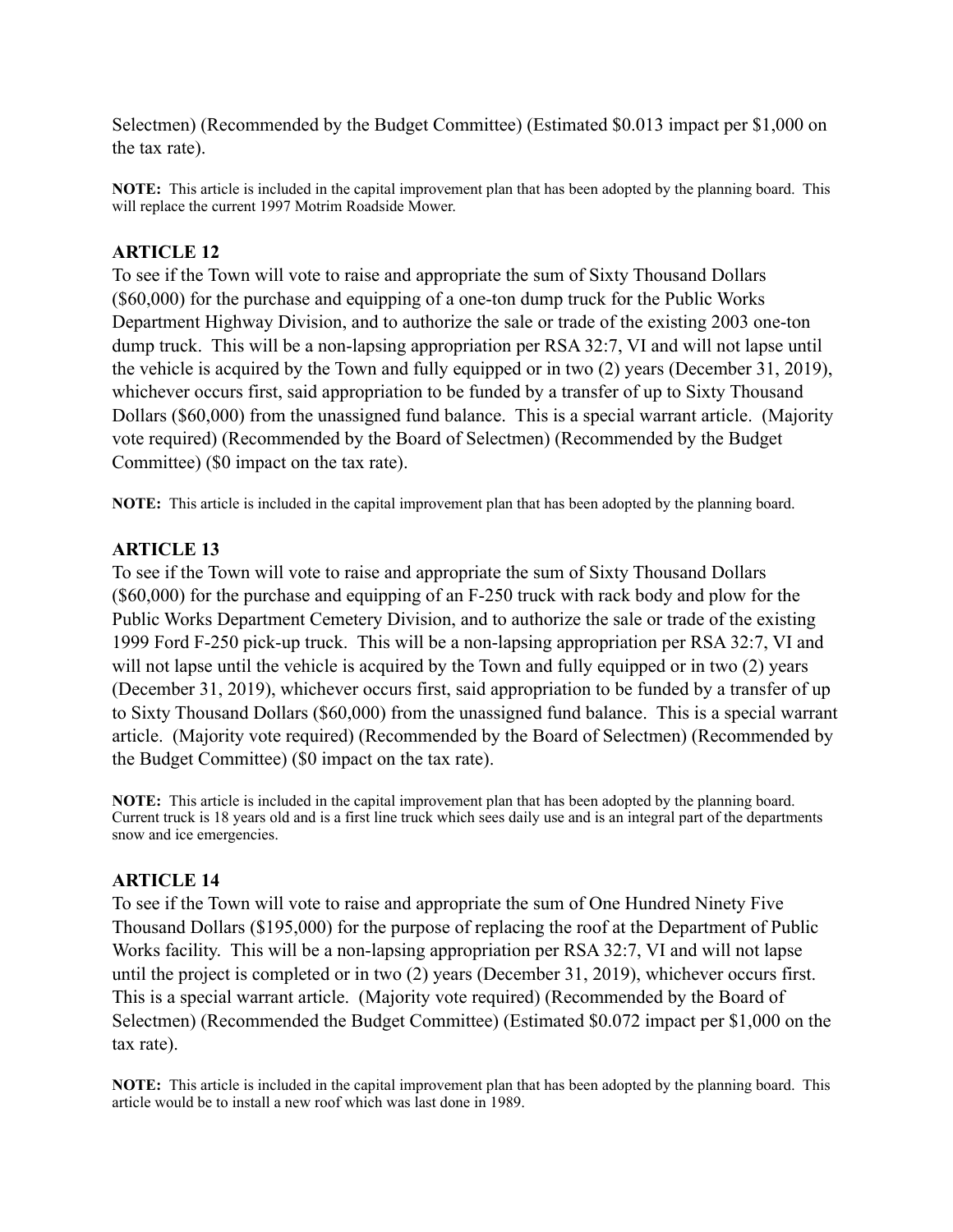Selectmen) (Recommended by the Budget Committee) (Estimated $0.013 impact per $1,000 on the tax rate).

**NOTE:** This article is included in the capital improvement plan that has been adopted by the planning board. This will replace the current 1997 Motrim Roadside Mower.

### ARTICLE 12

To see if the Town will vote to raise and appropriate the sum of Sixty Thousand Dollars ($60,000) for the purchase and equipping of a one-ton dump truck for the Public Works Department Highway Division, and to authorize the sale or trade of the existing 2003 one-ton dump truck. This will be a non-lapsing appropriation per RSA 32:7, VI and will not lapse until the vehicle is acquired by the Town and fully equipped or in two (2) years (December 31, 2019), whichever occurs first, said appropriation to be funded by a transfer of up to Sixty Thousand Dollars ($60,000) from the unassigned fund balance. This is a special warrant article. (Majority vote required) (Recommended by the Board of Selectmen) (Recommended by the Budget Committee) ($0 impact on the tax rate).

**NOTE:** This article is included in the capital improvement plan that has been adopted by the planning board.

### ARTICLE 13

To see if the Town will vote to raise and appropriate the sum of Sixty Thousand Dollars ($60,000) for the purchase and equipping of an F-250 truck with rack body and plow for the Public Works Department Cemetery Division, and to authorize the sale or trade of the existing 1999 Ford F-250 pick-up truck. This will be a non-lapsing appropriation per RSA 32:7, VI and will not lapse until the vehicle is acquired by the Town and fully equipped or in two (2) years (December 31, 2019), whichever occurs first, said appropriation to be funded by a transfer of up to Sixty Thousand Dollars ($60,000) from the unassigned fund balance. This is a special warrant article. (Majority vote required) (Recommended by the Board of Selectmen) (Recommended by the Budget Committee) ($0 impact on the tax rate).

**NOTE:** This article is included in the capital improvement plan that has been adopted by the planning board. Current truck is 18 years old and is a first line truck which sees daily use and is an integral part of the departments snow and ice emergencies.

### ARTICLE 14

To see if the Town will vote to raise and appropriate the sum of One Hundred Ninety Five Thousand Dollars ($195,000) for the purpose of replacing the roof at the Department of Public Works facility. This will be a non-lapsing appropriation per RSA 32:7, VI and will not lapse until the project is completed or in two (2) years (December 31, 2019), whichever occurs first. This is a special warrant article. (Majority vote required) (Recommended by the Board of Selectmen) (Recommended the Budget Committee) (Estimated $0.072 impact per $1,000 on the tax rate).

**NOTE:** This article is included in the capital improvement plan that has been adopted by the planning board. This article would be to install a new roof which was last done in 1989.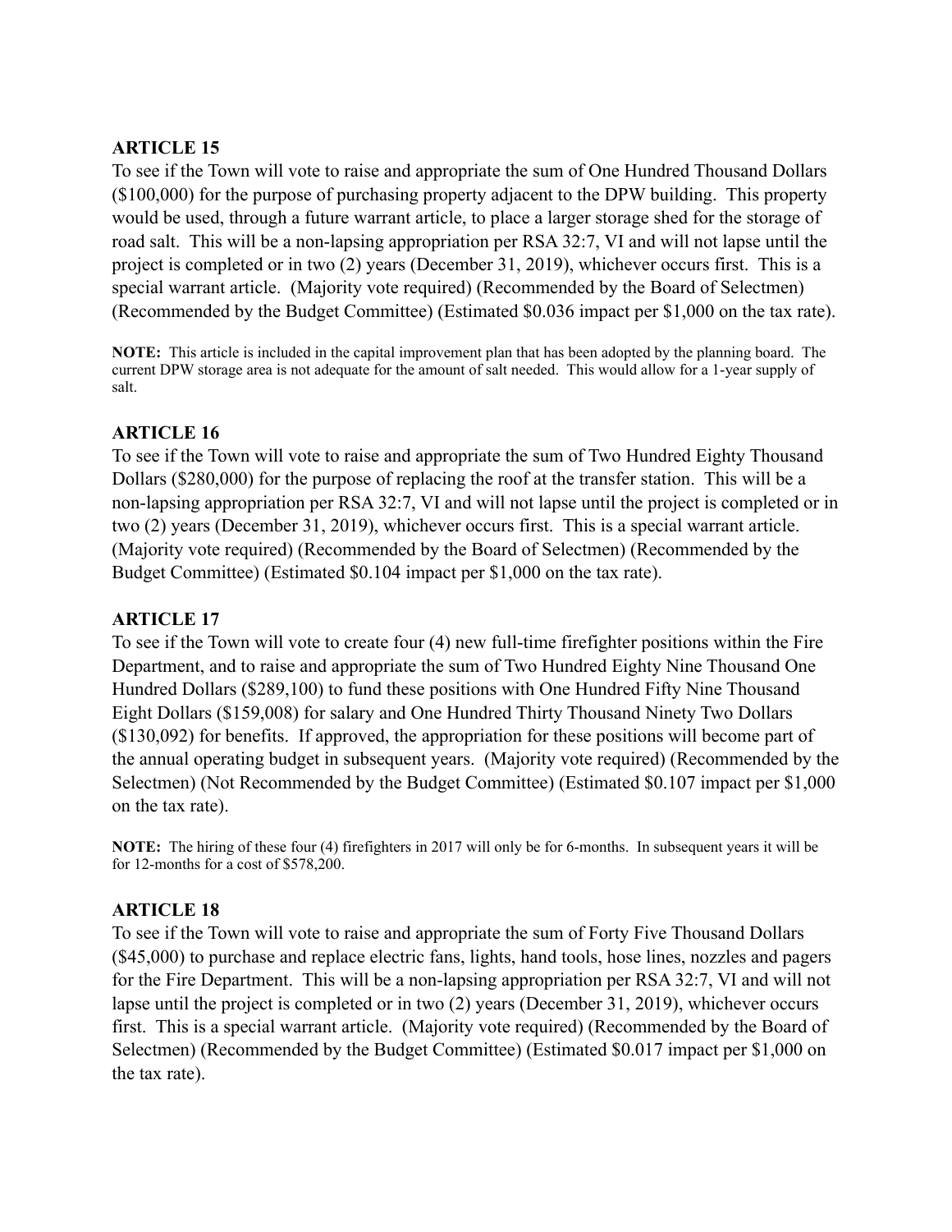**ARTICLE 15**

To see if the Town will vote to raise and appropriate the sum of One Hundred Thousand Dollars ($100,000) for the purpose of purchasing property adjacent to the DPW building. This property would be used, through a future warrant article, to place a larger storage shed for the storage of road salt. This will be a non-lapsing appropriation per RSA 32:7, VI and will not lapse until the project is completed or in two (2) years (December 31, 2019), whichever occurs first. This is a special warrant article. (Majority vote required) (Recommended by the Board of Selectmen) (Recommended by the Budget Committee) (Estimated $0.036 impact per $1,000 on the tax rate).

**NOTE:** This article is included in the capital improvement plan that has been adopted by the planning board. The current DPW storage area is not adequate for the amount of salt needed. This would allow for a 1-year supply of salt.

**ARTICLE 16**

To see if the Town will vote to raise and appropriate the sum of Two Hundred Eighty Thousand Dollars ($280,000) for the purpose of replacing the roof at the transfer station. This will be a non-lapsing appropriation per RSA 32:7, VI and will not lapse until the project is completed or in two (2) years (December 31, 2019), whichever occurs first. This is a special warrant article. (Majority vote required) (Recommended by the Board of Selectmen) (Recommended by the Budget Committee) (Estimated $0.104 impact per $1,000 on the tax rate).

**ARTICLE 17**

To see if the Town will vote to create four (4) new full-time firefighter positions within the Fire Department, and to raise and appropriate the sum of Two Hundred Eighty Nine Thousand One Hundred Dollars ($289,100) to fund these positions with One Hundred Fifty Nine Thousand Eight Dollars ($159,008) for salary and One Hundred Thirty Thousand Ninety Two Dollars ($130,092) for benefits. If approved, the appropriation for these positions will become part of the annual operating budget in subsequent years. (Majority vote required) (Recommended by the Selectmen) (Not Recommended by the Budget Committee) (Estimated $0.107 impact per $1,000 on the tax rate).

**NOTE:** The hiring of these four (4) firefighters in 2017 will only be for 6-months. In subsequent years it will be for 12-months for a cost of $578,200.

**ARTICLE 18**

To see if the Town will vote to raise and appropriate the sum of Forty Five Thousand Dollars ($45,000) to purchase and replace electric fans, lights, hand tools, hose lines, nozzles and pagers for the Fire Department. This will be a non-lapsing appropriation per RSA 32:7, VI and will not lapse until the project is completed or in two (2) years (December 31, 2019), whichever occurs first. This is a special warrant article. (Majority vote required) (Recommended by the Board of Selectmen) (Recommended by the Budget Committee) (Estimated $0.017 impact per $1,000 on the tax rate).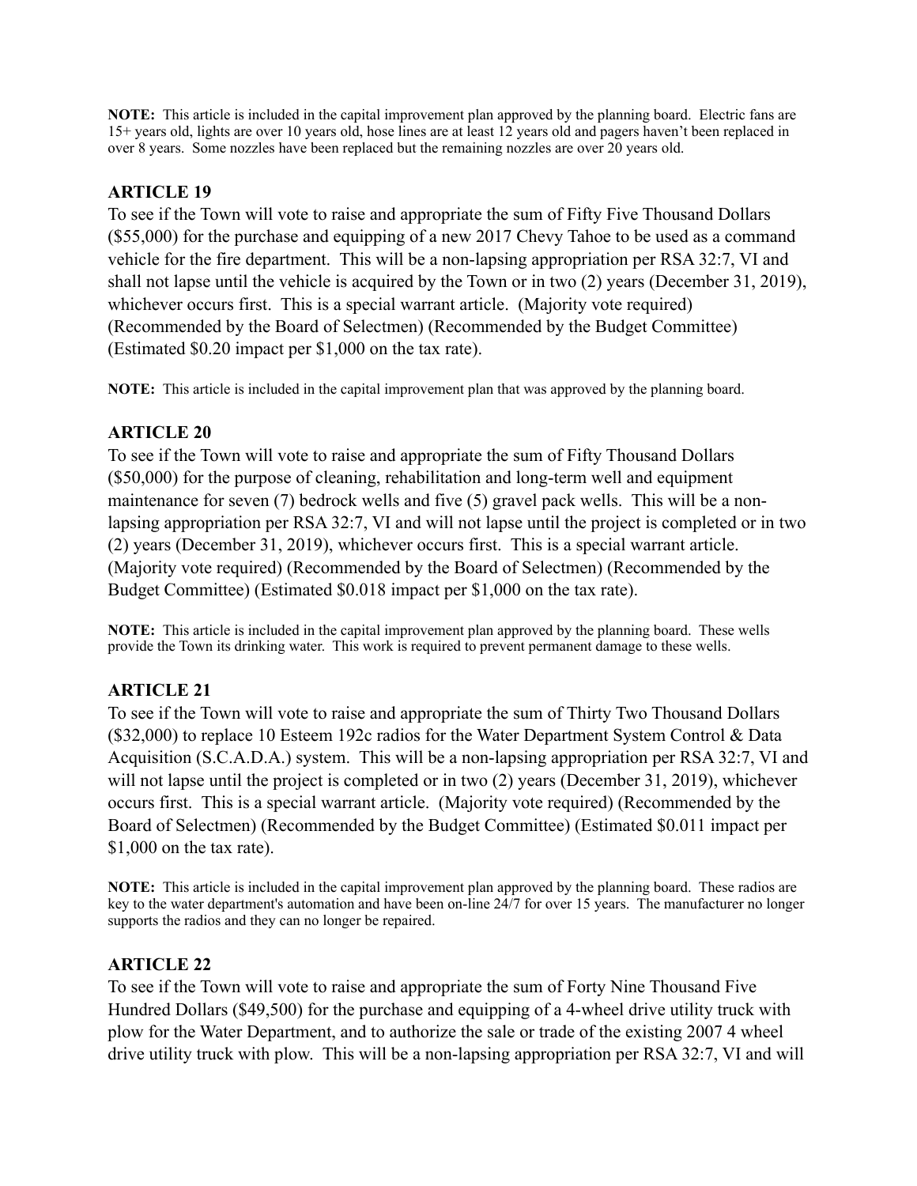**NOTE:** This article is included in the capital improvement plan approved by the planning board. Electric fans are 15+ years old, lights are over 10 years old, hose lines are at least 12 years old and pagers haven't been replaced in over 8 years. Some nozzles have been replaced but the remaining nozzles are over 20 years old.

### ARTICLE 19

To see if the Town will vote to raise and appropriate the sum of Fifty Five Thousand Dollars ($55,000) for the purchase and equipping of a new 2017 Chevy Tahoe to be used as a command vehicle for the fire department. This will be a non-lapsing appropriation per RSA 32:7, VI and shall not lapse until the vehicle is acquired by the Town or in two (2) years (December 31, 2019), whichever occurs first. This is a special warrant article. (Majority vote required) (Recommended by the Board of Selectmen) (Recommended by the Budget Committee) (Estimated $0.20 impact per $1,000 on the tax rate).

**NOTE:** This article is included in the capital improvement plan that was approved by the planning board.

### ARTICLE 20

To see if the Town will vote to raise and appropriate the sum of Fifty Thousand Dollars ($50,000) for the purpose of cleaning, rehabilitation and long-term well and equipment maintenance for seven (7) bedrock wells and five (5) gravel pack wells. This will be a non-lapsing appropriation per RSA 32:7, VI and will not lapse until the project is completed or in two (2) years (December 31, 2019), whichever occurs first. This is a special warrant article. (Majority vote required) (Recommended by the Board of Selectmen) (Recommended by the Budget Committee) (Estimated $0.018 impact per $1,000 on the tax rate).

**NOTE:** This article is included in the capital improvement plan approved by the planning board. These wells provide the Town its drinking water. This work is required to prevent permanent damage to these wells.

### ARTICLE 21

To see if the Town will vote to raise and appropriate the sum of Thirty Two Thousand Dollars ($32,000) to replace 10 Esteem 192c radios for the Water Department System Control & Data Acquisition (S.C.A.D.A.) system. This will be a non-lapsing appropriation per RSA 32:7, VI and will not lapse until the project is completed or in two (2) years (December 31, 2019), whichever occurs first. This is a special warrant article. (Majority vote required) (Recommended by the Board of Selectmen) (Recommended by the Budget Committee) (Estimated $0.011 impact per $1,000 on the tax rate).

**NOTE:** This article is included in the capital improvement plan approved by the planning board. These radios are key to the water department's automation and have been on-line 24/7 for over 15 years. The manufacturer no longer supports the radios and they can no longer be repaired.

### ARTICLE 22

To see if the Town will vote to raise and appropriate the sum of Forty Nine Thousand Five Hundred Dollars ($49,500) for the purchase and equipping of a 4-wheel drive utility truck with plow for the Water Department, and to authorize the sale or trade of the existing 2007 4 wheel drive utility truck with plow. This will be a non-lapsing appropriation per RSA 32:7, VI and will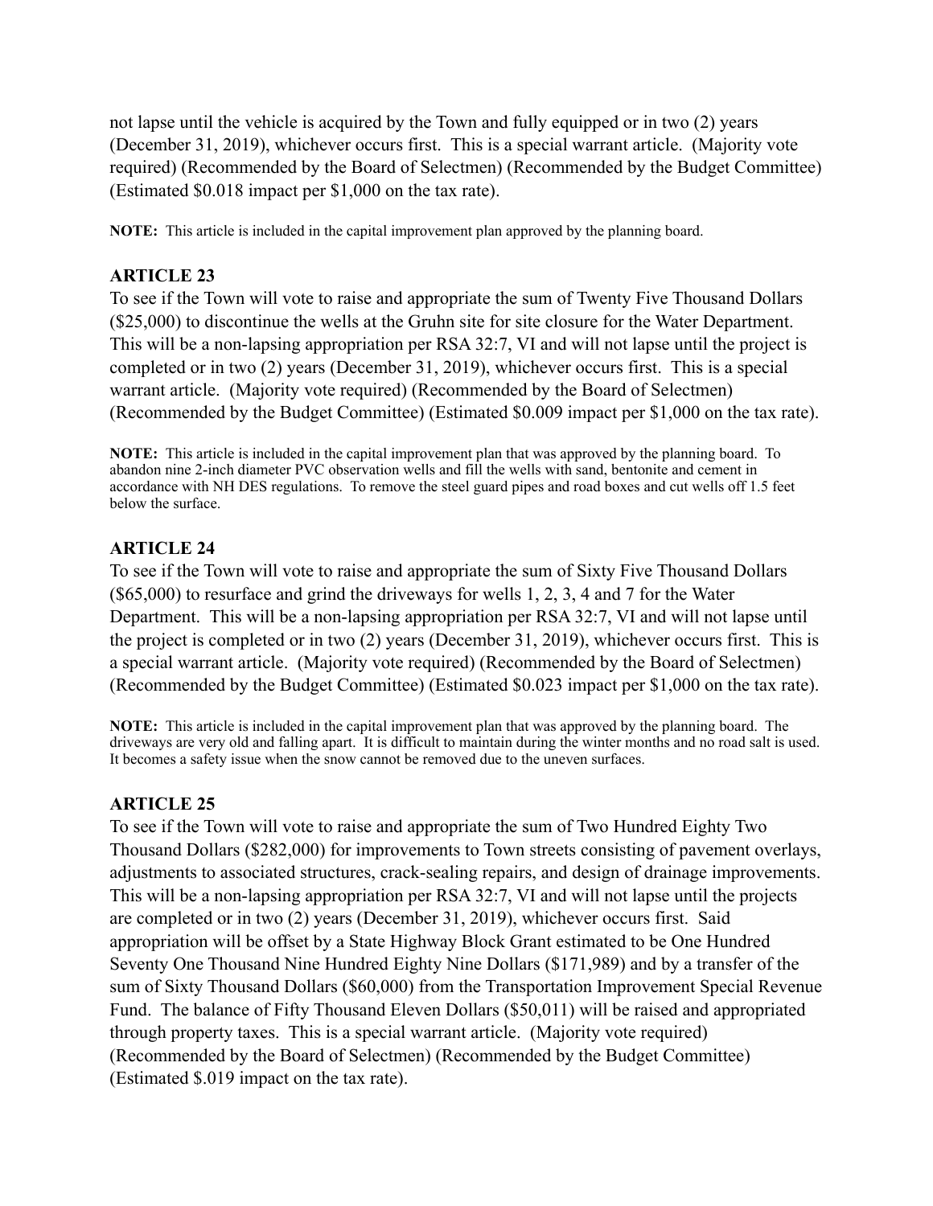not lapse until the vehicle is acquired by the Town and fully equipped or in two (2) years (December 31, 2019), whichever occurs first. This is a special warrant article. (Majority vote required) (Recommended by the Board of Selectmen) (Recommended by the Budget Committee) (Estimated $0.018 impact per $1,000 on the tax rate).

**NOTE:** This article is included in the capital improvement plan approved by the planning board.

### ARTICLE 23

To see if the Town will vote to raise and appropriate the sum of Twenty Five Thousand Dollars ($25,000) to discontinue the wells at the Gruhn site for site closure for the Water Department. This will be a non-lapsing appropriation per RSA 32:7, VI and will not lapse until the project is completed or in two (2) years (December 31, 2019), whichever occurs first. This is a special warrant article. (Majority vote required) (Recommended by the Board of Selectmen) (Recommended by the Budget Committee) (Estimated $0.009 impact per $1,000 on the tax rate).

**NOTE:** This article is included in the capital improvement plan that was approved by the planning board. To abandon nine 2-inch diameter PVC observation wells and fill the wells with sand, bentonite and cement in accordance with NH DES regulations. To remove the steel guard pipes and road boxes and cut wells off 1.5 feet below the surface.

### ARTICLE 24

To see if the Town will vote to raise and appropriate the sum of Sixty Five Thousand Dollars ($65,000) to resurface and grind the driveways for wells 1, 2, 3, 4 and 7 for the Water Department. This will be a non-lapsing appropriation per RSA 32:7, VI and will not lapse until the project is completed or in two (2) years (December 31, 2019), whichever occurs first. This is a special warrant article. (Majority vote required) (Recommended by the Board of Selectmen) (Recommended by the Budget Committee) (Estimated $0.023 impact per $1,000 on the tax rate).

**NOTE:** This article is included in the capital improvement plan that was approved by the planning board. The driveways are very old and falling apart. It is difficult to maintain during the winter months and no road salt is used. It becomes a safety issue when the snow cannot be removed due to the uneven surfaces.

### ARTICLE 25

To see if the Town will vote to raise and appropriate the sum of Two Hundred Eighty Two Thousand Dollars ($282,000) for improvements to Town streets consisting of pavement overlays, adjustments to associated structures, crack-sealing repairs, and design of drainage improvements. This will be a non-lapsing appropriation per RSA 32:7, VI and will not lapse until the projects are completed or in two (2) years (December 31, 2019), whichever occurs first. Said appropriation will be offset by a State Highway Block Grant estimated to be One Hundred Seventy One Thousand Nine Hundred Eighty Nine Dollars ($171,989) and by a transfer of the sum of Sixty Thousand Dollars ($60,000) from the Transportation Improvement Special Revenue Fund. The balance of Fifty Thousand Eleven Dollars ($50,011) will be raised and appropriated through property taxes. This is a special warrant article. (Majority vote required) (Recommended by the Board of Selectmen) (Recommended by the Budget Committee) (Estimated $.019 impact on the tax rate).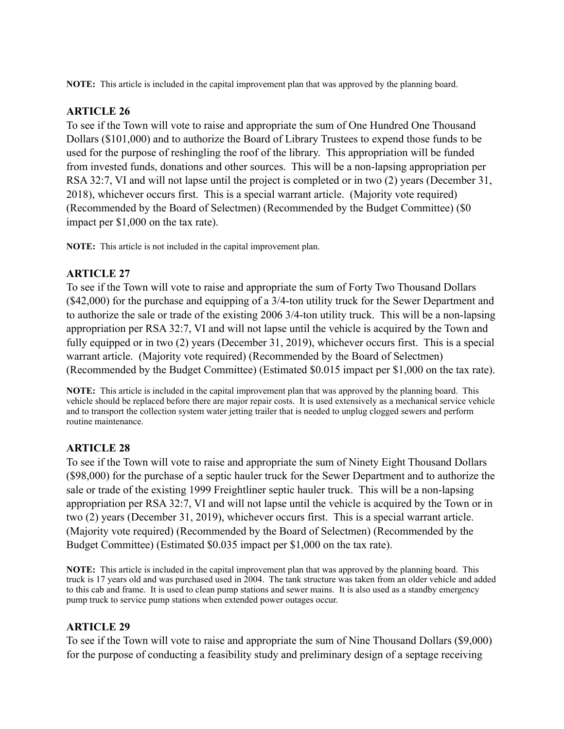**NOTE:** This article is included in the capital improvement plan that was approved by the planning board.

### ARTICLE 26

To see if the Town will vote to raise and appropriate the sum of One Hundred One Thousand Dollars ($101,000) and to authorize the Board of Library Trustees to expend those funds to be used for the purpose of reshingling the roof of the library. This appropriation will be funded from invested funds, donations and other sources. This will be a non-lapsing appropriation per RSA 32:7, VI and will not lapse until the project is completed or in two (2) years (December 31, 2018), whichever occurs first. This is a special warrant article. (Majority vote required) (Recommended by the Board of Selectmen) (Recommended by the Budget Committee) ($0 impact per $1,000 on the tax rate).

**NOTE:** This article is not included in the capital improvement plan.

### ARTICLE 27

To see if the Town will vote to raise and appropriate the sum of Forty Two Thousand Dollars ($42,000) for the purchase and equipping of a 3/4-ton utility truck for the Sewer Department and to authorize the sale or trade of the existing 2006 3/4-ton utility truck. This will be a non-lapsing appropriation per RSA 32:7, VI and will not lapse until the vehicle is acquired by the Town and fully equipped or in two (2) years (December 31, 2019), whichever occurs first. This is a special warrant article. (Majority vote required) (Recommended by the Board of Selectmen) (Recommended by the Budget Committee) (Estimated $0.015 impact per $1,000 on the tax rate).

**NOTE:** This article is included in the capital improvement plan that was approved by the planning board. This vehicle should be replaced before there are major repair costs. It is used extensively as a mechanical service vehicle and to transport the collection system water jetting trailer that is needed to unplug clogged sewers and perform routine maintenance.

### ARTICLE 28

To see if the Town will vote to raise and appropriate the sum of Ninety Eight Thousand Dollars ($98,000) for the purchase of a septic hauler truck for the Sewer Department and to authorize the sale or trade of the existing 1999 Freightliner septic hauler truck. This will be a non-lapsing appropriation per RSA 32:7, VI and will not lapse until the vehicle is acquired by the Town or in two (2) years (December 31, 2019), whichever occurs first. This is a special warrant article. (Majority vote required) (Recommended by the Board of Selectmen) (Recommended by the Budget Committee) (Estimated $0.035 impact per $1,000 on the tax rate).

**NOTE:** This article is included in the capital improvement plan that was approved by the planning board. This truck is 17 years old and was purchased used in 2004. The tank structure was taken from an older vehicle and added to this cab and frame. It is used to clean pump stations and sewer mains. It is also used as a standby emergency pump truck to service pump stations when extended power outages occur.

### ARTICLE 29

To see if the Town will vote to raise and appropriate the sum of Nine Thousand Dollars ($9,000) for the purpose of conducting a feasibility study and preliminary design of a septage receiving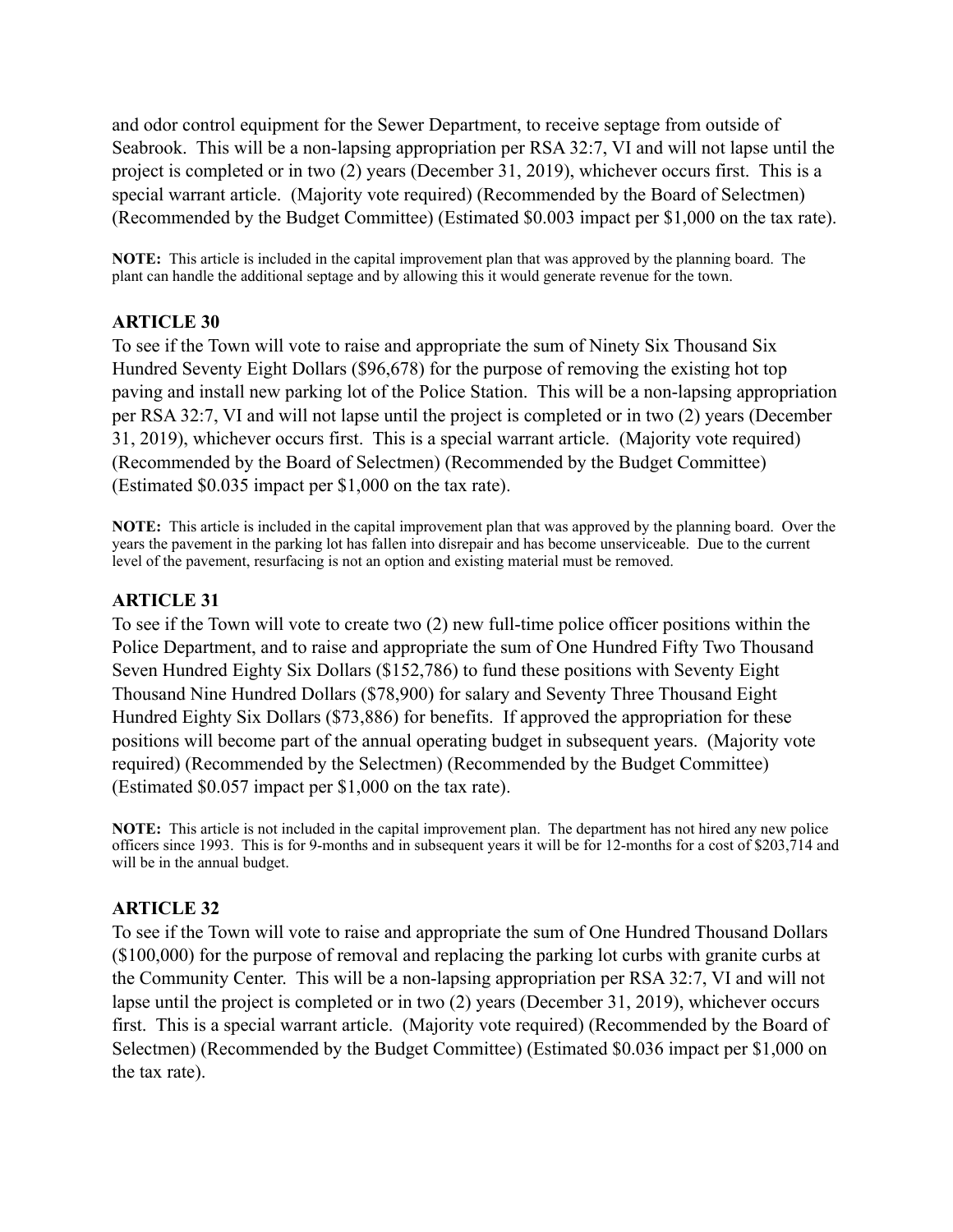and odor control equipment for the Sewer Department, to receive septage from outside of Seabrook. This will be a non-lapsing appropriation per RSA 32:7, VI and will not lapse until the project is completed or in two (2) years (December 31, 2019), whichever occurs first. This is a special warrant article. (Majority vote required) (Recommended by the Board of Selectmen) (Recommended by the Budget Committee) (Estimated $0.003 impact per $1,000 on the tax rate).

**NOTE:** This article is included in the capital improvement plan that was approved by the planning board. The plant can handle the additional septage and by allowing this it would generate revenue for the town.

### ARTICLE 30

To see if the Town will vote to raise and appropriate the sum of Ninety Six Thousand Six Hundred Seventy Eight Dollars ($96,678) for the purpose of removing the existing hot top paving and install new parking lot of the Police Station. This will be a non-lapsing appropriation per RSA 32:7, VI and will not lapse until the project is completed or in two (2) years (December 31, 2019), whichever occurs first. This is a special warrant article. (Majority vote required) (Recommended by the Board of Selectmen) (Recommended by the Budget Committee) (Estimated $0.035 impact per $1,000 on the tax rate).

**NOTE:** This article is included in the capital improvement plan that was approved by the planning board. Over the years the pavement in the parking lot has fallen into disrepair and has become unserviceable. Due to the current level of the pavement, resurfacing is not an option and existing material must be removed.

### ARTICLE 31

To see if the Town will vote to create two (2) new full-time police officer positions within the Police Department, and to raise and appropriate the sum of One Hundred Fifty Two Thousand Seven Hundred Eighty Six Dollars ($152,786) to fund these positions with Seventy Eight Thousand Nine Hundred Dollars ($78,900) for salary and Seventy Three Thousand Eight Hundred Eighty Six Dollars ($73,886) for benefits. If approved the appropriation for these positions will become part of the annual operating budget in subsequent years. (Majority vote required) (Recommended by the Selectmen) (Recommended by the Budget Committee) (Estimated $0.057 impact per $1,000 on the tax rate).

**NOTE:** This article is not included in the capital improvement plan. The department has not hired any new police officers since 1993. This is for 9-months and in subsequent years it will be for 12-months for a cost of $203,714 and will be in the annual budget.

### ARTICLE 32

To see if the Town will vote to raise and appropriate the sum of One Hundred Thousand Dollars ($100,000) for the purpose of removal and replacing the parking lot curbs with granite curbs at the Community Center. This will be a non-lapsing appropriation per RSA 32:7, VI and will not lapse until the project is completed or in two (2) years (December 31, 2019), whichever occurs first. This is a special warrant article. (Majority vote required) (Recommended by the Board of Selectmen) (Recommended by the Budget Committee) (Estimated $0.036 impact per $1,000 on the tax rate).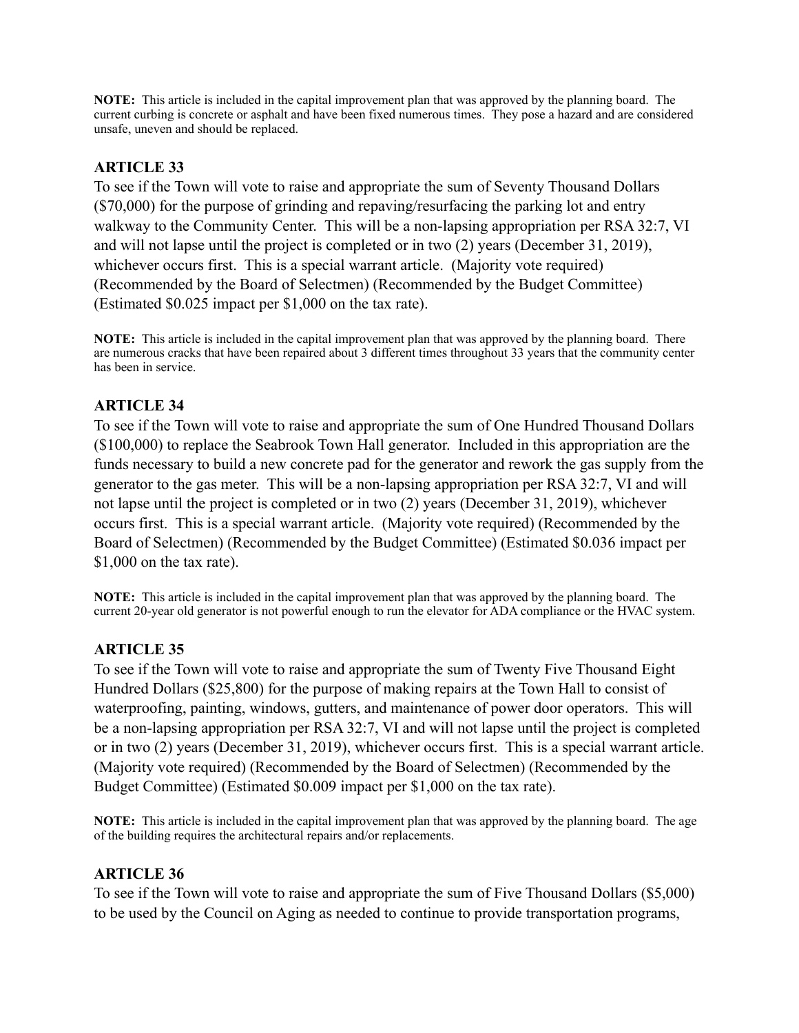**NOTE:** This article is included in the capital improvement plan that was approved by the planning board. The current curbing is concrete or asphalt and have been fixed numerous times. They pose a hazard and are considered unsafe, uneven and should be replaced.

### ARTICLE 33

To see if the Town will vote to raise and appropriate the sum of Seventy Thousand Dollars ($70,000) for the purpose of grinding and repaving/resurfacing the parking lot and entry walkway to the Community Center. This will be a non-lapsing appropriation per RSA 32:7, VI and will not lapse until the project is completed or in two (2) years (December 31, 2019), whichever occurs first. This is a special warrant article. (Majority vote required) (Recommended by the Board of Selectmen) (Recommended by the Budget Committee) (Estimated $0.025 impact per $1,000 on the tax rate).

**NOTE:** This article is included in the capital improvement plan that was approved by the planning board. There are numerous cracks that have been repaired about 3 different times throughout 33 years that the community center has been in service.

### ARTICLE 34

To see if the Town will vote to raise and appropriate the sum of One Hundred Thousand Dollars ($100,000) to replace the Seabrook Town Hall generator. Included in this appropriation are the funds necessary to build a new concrete pad for the generator and rework the gas supply from the generator to the gas meter. This will be a non-lapsing appropriation per RSA 32:7, VI and will not lapse until the project is completed or in two (2) years (December 31, 2019), whichever occurs first. This is a special warrant article. (Majority vote required) (Recommended by the Board of Selectmen) (Recommended by the Budget Committee) (Estimated $0.036 impact per $1,000 on the tax rate).

**NOTE:** This article is included in the capital improvement plan that was approved by the planning board. The current 20-year old generator is not powerful enough to run the elevator for ADA compliance or the HVAC system.

### ARTICLE 35

To see if the Town will vote to raise and appropriate the sum of Twenty Five Thousand Eight Hundred Dollars ($25,800) for the purpose of making repairs at the Town Hall to consist of waterproofing, painting, windows, gutters, and maintenance of power door operators. This will be a non-lapsing appropriation per RSA 32:7, VI and will not lapse until the project is completed or in two (2) years (December 31, 2019), whichever occurs first. This is a special warrant article. (Majority vote required) (Recommended by the Board of Selectmen) (Recommended by the Budget Committee) (Estimated $0.009 impact per $1,000 on the tax rate).

**NOTE:** This article is included in the capital improvement plan that was approved by the planning board. The age of the building requires the architectural repairs and/or replacements.

### ARTICLE 36

To see if the Town will vote to raise and appropriate the sum of Five Thousand Dollars ($5,000) to be used by the Council on Aging as needed to continue to provide transportation programs,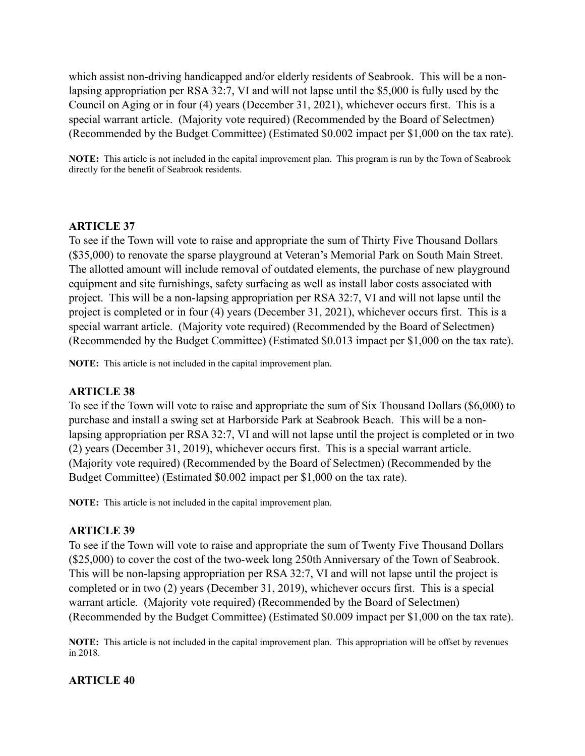which assist non-driving handicapped and/or elderly residents of Seabrook. This will be a non-lapsing appropriation per RSA 32:7, VI and will not lapse until the $5,000 is fully used by the Council on Aging or in four (4) years (December 31, 2021), whichever occurs first. This is a special warrant article. (Majority vote required) (Recommended by the Board of Selectmen) (Recommended by the Budget Committee) (Estimated $0.002 impact per $1,000 on the tax rate).

**NOTE:** This article is not included in the capital improvement plan. This program is run by the Town of Seabrook directly for the benefit of Seabrook residents.

### ARTICLE 37

To see if the Town will vote to raise and appropriate the sum of Thirty Five Thousand Dollars ($35,000) to renovate the sparse playground at Veteran's Memorial Park on South Main Street. The allotted amount will include removal of outdated elements, the purchase of new playground equipment and site furnishings, safety surfacing as well as install labor costs associated with project. This will be a non-lapsing appropriation per RSA 32:7, VI and will not lapse until the project is completed or in four (4) years (December 31, 2021), whichever occurs first. This is a special warrant article. (Majority vote required) (Recommended by the Board of Selectmen) (Recommended by the Budget Committee) (Estimated $0.013 impact per $1,000 on the tax rate).

**NOTE:** This article is not included in the capital improvement plan.

### ARTICLE 38

To see if the Town will vote to raise and appropriate the sum of Six Thousand Dollars ($6,000) to purchase and install a swing set at Harborside Park at Seabrook Beach. This will be a non-lapsing appropriation per RSA 32:7, VI and will not lapse until the project is completed or in two (2) years (December 31, 2019), whichever occurs first. This is a special warrant article. (Majority vote required) (Recommended by the Board of Selectmen) (Recommended by the Budget Committee) (Estimated $0.002 impact per $1,000 on the tax rate).

**NOTE:** This article is not included in the capital improvement plan.

### ARTICLE 39

To see if the Town will vote to raise and appropriate the sum of Twenty Five Thousand Dollars ($25,000) to cover the cost of the two-week long 250th Anniversary of the Town of Seabrook. This will be non-lapsing appropriation per RSA 32:7, VI and will not lapse until the project is completed or in two (2) years (December 31, 2019), whichever occurs first. This is a special warrant article. (Majority vote required) (Recommended by the Board of Selectmen) (Recommended by the Budget Committee) (Estimated $0.009 impact per $1,000 on the tax rate).

**NOTE:** This article is not included in the capital improvement plan. This appropriation will be offset by revenues in 2018.

### ARTICLE 40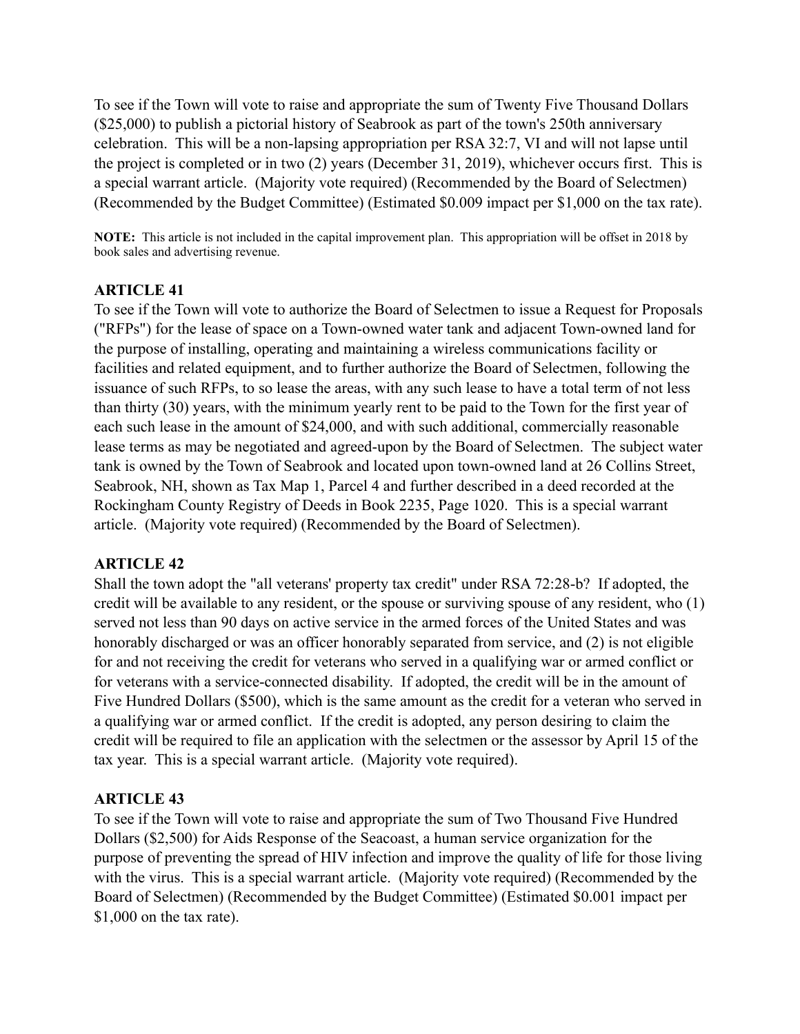To see if the Town will vote to raise and appropriate the sum of Twenty Five Thousand Dollars ($25,000) to publish a pictorial history of Seabrook as part of the town's 250th anniversary celebration. This will be a non-lapsing appropriation per RSA 32:7, VI and will not lapse until the project is completed or in two (2) years (December 31, 2019), whichever occurs first. This is a special warrant article. (Majority vote required) (Recommended by the Board of Selectmen) (Recommended by the Budget Committee) (Estimated $0.009 impact per $1,000 on the tax rate).

**NOTE:** This article is not included in the capital improvement plan. This appropriation will be offset in 2018 by book sales and advertising revenue.

**ARTICLE 41**

To see if the Town will vote to authorize the Board of Selectmen to issue a Request for Proposals ("RFPs") for the lease of space on a Town-owned water tank and adjacent Town-owned land for the purpose of installing, operating and maintaining a wireless communications facility or facilities and related equipment, and to further authorize the Board of Selectmen, following the issuance of such RFPs, to so lease the areas, with any such lease to have a total term of not less than thirty (30) years, with the minimum yearly rent to be paid to the Town for the first year of each such lease in the amount of $24,000, and with such additional, commercially reasonable lease terms as may be negotiated and agreed-upon by the Board of Selectmen. The subject water tank is owned by the Town of Seabrook and located upon town-owned land at 26 Collins Street, Seabrook, NH, shown as Tax Map 1, Parcel 4 and further described in a deed recorded at the Rockingham County Registry of Deeds in Book 2235, Page 1020. This is a special warrant article. (Majority vote required) (Recommended by the Board of Selectmen).

**ARTICLE 42**

Shall the town adopt the "all veterans' property tax credit" under RSA 72:28-b? If adopted, the credit will be available to any resident, or the spouse or surviving spouse of any resident, who (1) served not less than 90 days on active service in the armed forces of the United States and was honorably discharged or was an officer honorably separated from service, and (2) is not eligible for and not receiving the credit for veterans who served in a qualifying war or armed conflict or for veterans with a service-connected disability. If adopted, the credit will be in the amount of Five Hundred Dollars ($500), which is the same amount as the credit for a veteran who served in a qualifying war or armed conflict. If the credit is adopted, any person desiring to claim the credit will be required to file an application with the selectmen or the assessor by April 15 of the tax year. This is a special warrant article. (Majority vote required).

**ARTICLE 43**

To see if the Town will vote to raise and appropriate the sum of Two Thousand Five Hundred Dollars ($2,500) for Aids Response of the Seacoast, a human service organization for the purpose of preventing the spread of HIV infection and improve the quality of life for those living with the virus. This is a special warrant article. (Majority vote required) (Recommended by the Board of Selectmen) (Recommended by the Budget Committee) (Estimated $0.001 impact per $1,000 on the tax rate).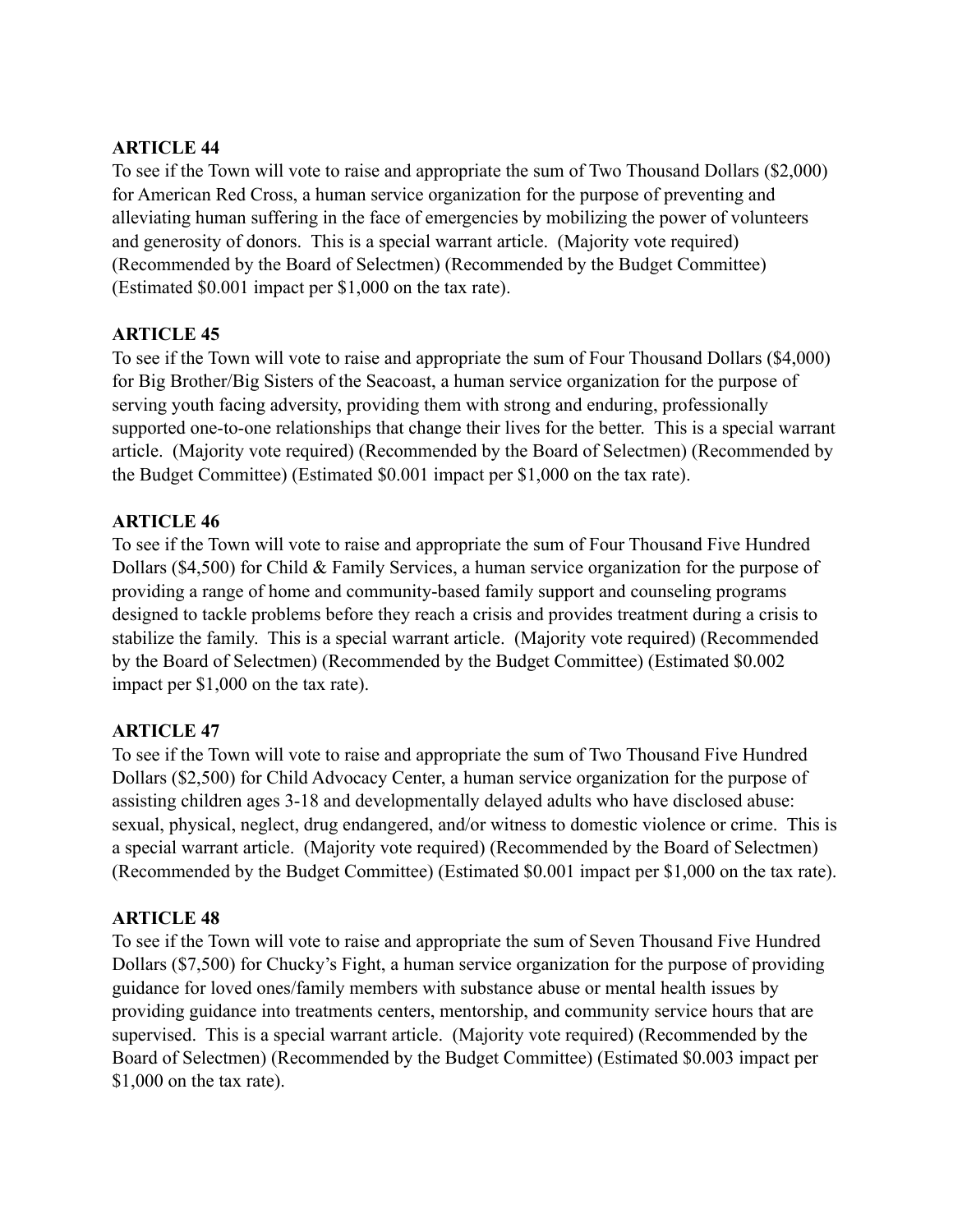**ARTICLE 44**

To see if the Town will vote to raise and appropriate the sum of Two Thousand Dollars ($2,000) for American Red Cross, a human service organization for the purpose of preventing and alleviating human suffering in the face of emergencies by mobilizing the power of volunteers and generosity of donors. This is a special warrant article. (Majority vote required) (Recommended by the Board of Selectmen) (Recommended by the Budget Committee) (Estimated $0.001 impact per $1,000 on the tax rate).

**ARTICLE 45**

To see if the Town will vote to raise and appropriate the sum of Four Thousand Dollars ($4,000) for Big Brother/Big Sisters of the Seacoast, a human service organization for the purpose of serving youth facing adversity, providing them with strong and enduring, professionally supported one-to-one relationships that change their lives for the better. This is a special warrant article. (Majority vote required) (Recommended by the Board of Selectmen) (Recommended by the Budget Committee) (Estimated $0.001 impact per $1,000 on the tax rate).

**ARTICLE 46**

To see if the Town will vote to raise and appropriate the sum of Four Thousand Five Hundred Dollars ($4,500) for Child & Family Services, a human service organization for the purpose of providing a range of home and community-based family support and counseling programs designed to tackle problems before they reach a crisis and provides treatment during a crisis to stabilize the family. This is a special warrant article. (Majority vote required) (Recommended by the Board of Selectmen) (Recommended by the Budget Committee) (Estimated $0.002 impact per $1,000 on the tax rate).

**ARTICLE 47**

To see if the Town will vote to raise and appropriate the sum of Two Thousand Five Hundred Dollars ($2,500) for Child Advocacy Center, a human service organization for the purpose of assisting children ages 3-18 and developmentally delayed adults who have disclosed abuse: sexual, physical, neglect, drug endangered, and/or witness to domestic violence or crime. This is a special warrant article. (Majority vote required) (Recommended by the Board of Selectmen) (Recommended by the Budget Committee) (Estimated $0.001 impact per $1,000 on the tax rate).

**ARTICLE 48**

To see if the Town will vote to raise and appropriate the sum of Seven Thousand Five Hundred Dollars ($7,500) for Chucky's Fight, a human service organization for the purpose of providing guidance for loved ones/family members with substance abuse or mental health issues by providing guidance into treatments centers, mentorship, and community service hours that are supervised. This is a special warrant article. (Majority vote required) (Recommended by the Board of Selectmen) (Recommended by the Budget Committee) (Estimated $0.003 impact per $1,000 on the tax rate).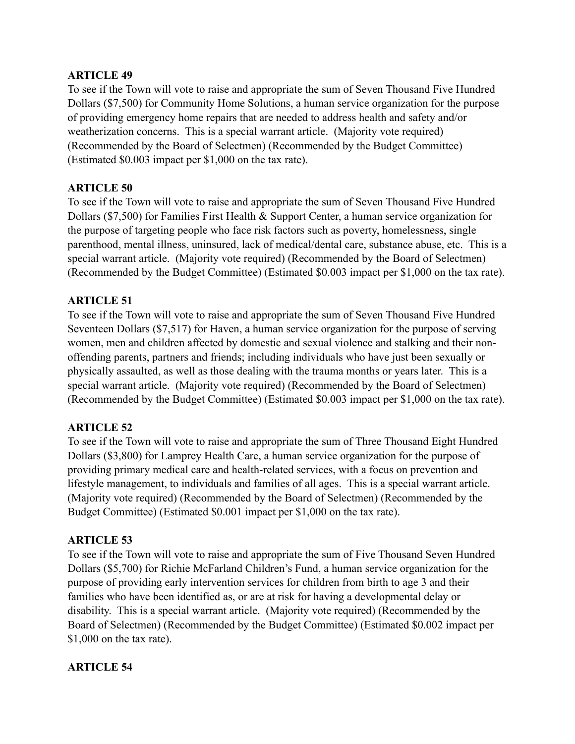**ARTICLE 49**

To see if the Town will vote to raise and appropriate the sum of Seven Thousand Five Hundred Dollars ($7,500) for Community Home Solutions, a human service organization for the purpose of providing emergency home repairs that are needed to address health and safety and/or weatherization concerns. This is a special warrant article. (Majority vote required) (Recommended by the Board of Selectmen) (Recommended by the Budget Committee) (Estimated $0.003 impact per $1,000 on the tax rate).

**ARTICLE 50**

To see if the Town will vote to raise and appropriate the sum of Seven Thousand Five Hundred Dollars ($7,500) for Families First Health & Support Center, a human service organization for the purpose of targeting people who face risk factors such as poverty, homelessness, single parenthood, mental illness, uninsured, lack of medical/dental care, substance abuse, etc. This is a special warrant article. (Majority vote required) (Recommended by the Board of Selectmen) (Recommended by the Budget Committee) (Estimated $0.003 impact per $1,000 on the tax rate).

**ARTICLE 51**

To see if the Town will vote to raise and appropriate the sum of Seven Thousand Five Hundred Seventeen Dollars ($7,517) for Haven, a human service organization for the purpose of serving women, men and children affected by domestic and sexual violence and stalking and their non-offending parents, partners and friends; including individuals who have just been sexually or physically assaulted, as well as those dealing with the trauma months or years later. This is a special warrant article. (Majority vote required) (Recommended by the Board of Selectmen) (Recommended by the Budget Committee) (Estimated $0.003 impact per $1,000 on the tax rate).

**ARTICLE 52**

To see if the Town will vote to raise and appropriate the sum of Three Thousand Eight Hundred Dollars ($3,800) for Lamprey Health Care, a human service organization for the purpose of providing primary medical care and health-related services, with a focus on prevention and lifestyle management, to individuals and families of all ages. This is a special warrant article. (Majority vote required) (Recommended by the Board of Selectmen) (Recommended by the Budget Committee) (Estimated $0.001 impact per $1,000 on the tax rate).

**ARTICLE 53**

To see if the Town will vote to raise and appropriate the sum of Five Thousand Seven Hundred Dollars ($5,700) for Richie McFarland Children's Fund, a human service organization for the purpose of providing early intervention services for children from birth to age 3 and their families who have been identified as, or are at risk for having a developmental delay or disability. This is a special warrant article. (Majority vote required) (Recommended by the Board of Selectmen) (Recommended by the Budget Committee) (Estimated $0.002 impact per $1,000 on the tax rate).

**ARTICLE 54**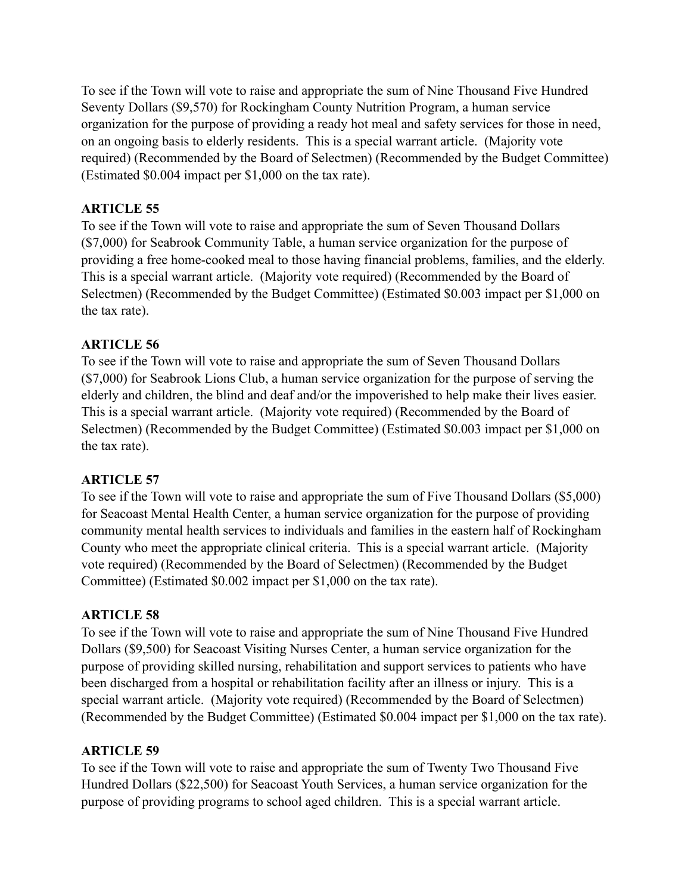To see if the Town will vote to raise and appropriate the sum of Nine Thousand Five Hundred Seventy Dollars ($9,570) for Rockingham County Nutrition Program, a human service organization for the purpose of providing a ready hot meal and safety services for those in need, on an ongoing basis to elderly residents. This is a special warrant article. (Majority vote required) (Recommended by the Board of Selectmen) (Recommended by the Budget Committee) (Estimated $0.004 impact per $1,000 on the tax rate).

**ARTICLE 55**
To see if the Town will vote to raise and appropriate the sum of Seven Thousand Dollars ($7,000) for Seabrook Community Table, a human service organization for the purpose of providing a free home-cooked meal to those having financial problems, families, and the elderly. This is a special warrant article. (Majority vote required) (Recommended by the Board of Selectmen) (Recommended by the Budget Committee) (Estimated $0.003 impact per $1,000 on the tax rate).

**ARTICLE 56**
To see if the Town will vote to raise and appropriate the sum of Seven Thousand Dollars ($7,000) for Seabrook Lions Club, a human service organization for the purpose of serving the elderly and children, the blind and deaf and/or the impoverished to help make their lives easier. This is a special warrant article. (Majority vote required) (Recommended by the Board of Selectmen) (Recommended by the Budget Committee) (Estimated $0.003 impact per $1,000 on the tax rate).

**ARTICLE 57**
To see if the Town will vote to raise and appropriate the sum of Five Thousand Dollars ($5,000) for Seacoast Mental Health Center, a human service organization for the purpose of providing community mental health services to individuals and families in the eastern half of Rockingham County who meet the appropriate clinical criteria. This is a special warrant article. (Majority vote required) (Recommended by the Board of Selectmen) (Recommended by the Budget Committee) (Estimated $0.002 impact per $1,000 on the tax rate).

**ARTICLE 58**
To see if the Town will vote to raise and appropriate the sum of Nine Thousand Five Hundred Dollars ($9,500) for Seacoast Visiting Nurses Center, a human service organization for the purpose of providing skilled nursing, rehabilitation and support services to patients who have been discharged from a hospital or rehabilitation facility after an illness or injury. This is a special warrant article. (Majority vote required) (Recommended by the Board of Selectmen) (Recommended by the Budget Committee) (Estimated $0.004 impact per $1,000 on the tax rate).

**ARTICLE 59**
To see if the Town will vote to raise and appropriate the sum of Twenty Two Thousand Five Hundred Dollars ($22,500) for Seacoast Youth Services, a human service organization for the purpose of providing programs to school aged children. This is a special warrant article.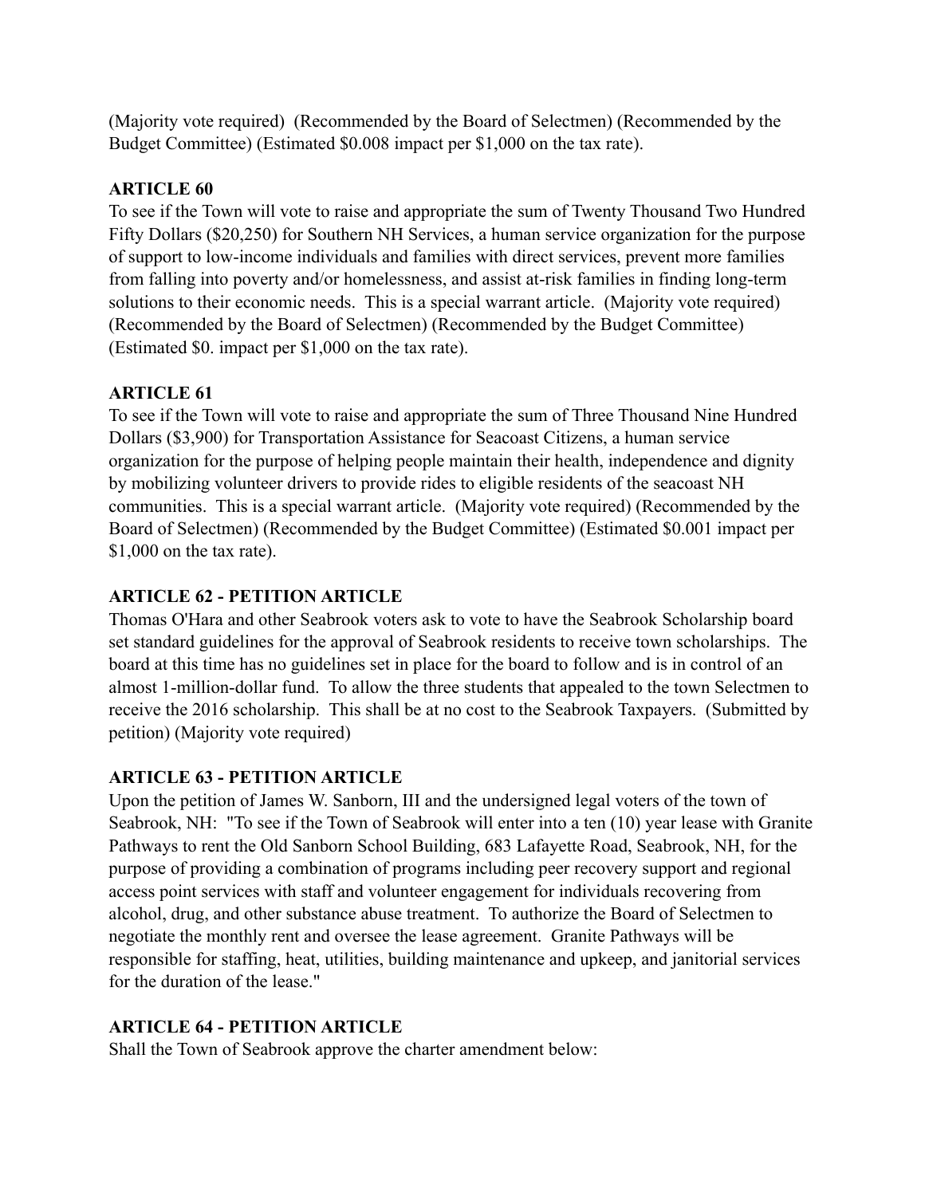(Majority vote required) (Recommended by the Board of Selectmen) (Recommended by the Budget Committee) (Estimated $0.008 impact per $1,000 on the tax rate).

**ARTICLE 60**

To see if the Town will vote to raise and appropriate the sum of Twenty Thousand Two Hundred Fifty Dollars ($20,250) for Southern NH Services, a human service organization for the purpose of support to low-income individuals and families with direct services, prevent more families from falling into poverty and/or homelessness, and assist at-risk families in finding long-term solutions to their economic needs. This is a special warrant article. (Majority vote required) (Recommended by the Board of Selectmen) (Recommended by the Budget Committee) (Estimated $0. impact per $1,000 on the tax rate).

**ARTICLE 61**

To see if the Town will vote to raise and appropriate the sum of Three Thousand Nine Hundred Dollars ($3,900) for Transportation Assistance for Seacoast Citizens, a human service organization for the purpose of helping people maintain their health, independence and dignity by mobilizing volunteer drivers to provide rides to eligible residents of the seacoast NH communities. This is a special warrant article. (Majority vote required) (Recommended by the Board of Selectmen) (Recommended by the Budget Committee) (Estimated $0.001 impact per $1,000 on the tax rate).

**ARTICLE 62 - PETITION ARTICLE**

Thomas O'Hara and other Seabrook voters ask to vote to have the Seabrook Scholarship board set standard guidelines for the approval of Seabrook residents to receive town scholarships. The board at this time has no guidelines set in place for the board to follow and is in control of an almost 1-million-dollar fund. To allow the three students that appealed to the town Selectmen to receive the 2016 scholarship. This shall be at no cost to the Seabrook Taxpayers. (Submitted by petition) (Majority vote required)

**ARTICLE 63 - PETITION ARTICLE**

Upon the petition of James W. Sanborn, III and the undersigned legal voters of the town of Seabrook, NH: "To see if the Town of Seabrook will enter into a ten (10) year lease with Granite Pathways to rent the Old Sanborn School Building, 683 Lafayette Road, Seabrook, NH, for the purpose of providing a combination of programs including peer recovery support and regional access point services with staff and volunteer engagement for individuals recovering from alcohol, drug, and other substance abuse treatment. To authorize the Board of Selectmen to negotiate the monthly rent and oversee the lease agreement. Granite Pathways will be responsible for staffing, heat, utilities, building maintenance and upkeep, and janitorial services for the duration of the lease."

**ARTICLE 64 - PETITION ARTICLE**

Shall the Town of Seabrook approve the charter amendment below: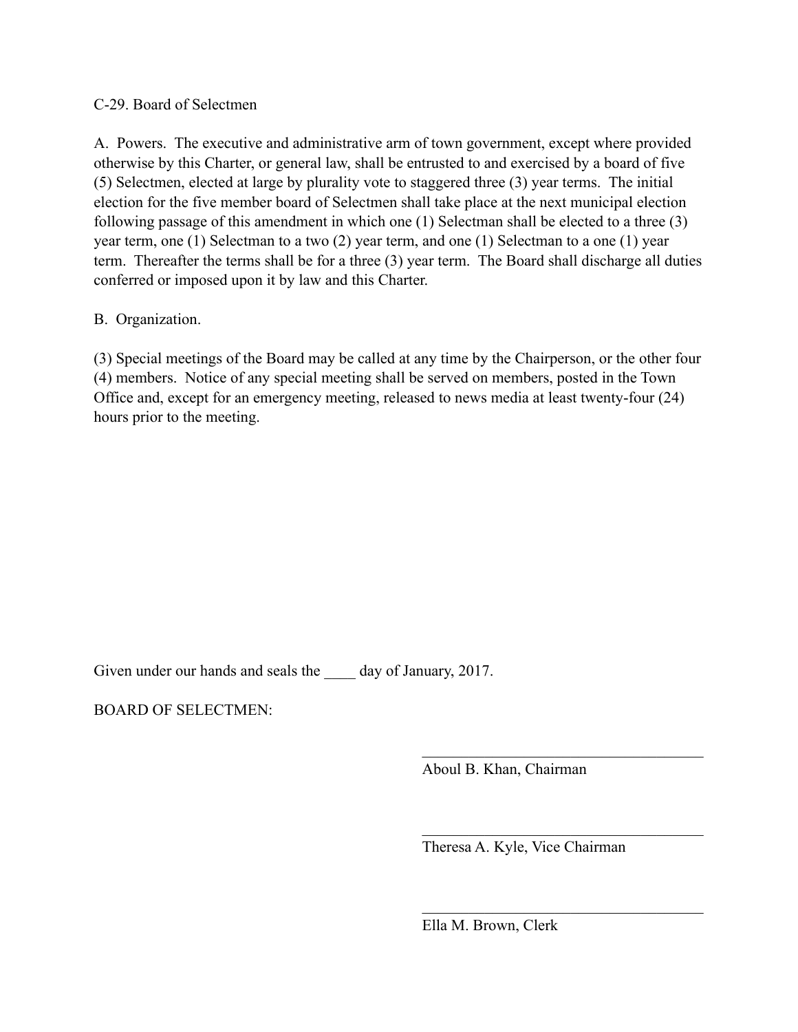C-29. Board of Selectmen

A. Powers. The executive and administrative arm of town government, except where provided otherwise by this Charter, or general law, shall be entrusted to and exercised by a board of five (5) Selectmen, elected at large by plurality vote to staggered three (3) year terms. The initial election for the five member board of Selectmen shall take place at the next municipal election following passage of this amendment in which one (1) Selectman shall be elected to a three (3) year term, one (1) Selectman to a two (2) year term, and one (1) Selectman to a one (1) year term. Thereafter the terms shall be for a three (3) year term. The Board shall discharge all duties conferred or imposed upon it by law and this Charter.

B. Organization.

(3) Special meetings of the Board may be called at any time by the Chairperson, or the other four (4) members. Notice of any special meeting shall be served on members, posted in the Town Office and, except for an emergency meeting, released to news media at least twenty-four (24) hours prior to the meeting.

Given under our hands and seals the ____ day of January, 2017.

BOARD OF SELECTMEN:

\_\_\_\_\_\_\_\_\_\_\_\_\_\_\_\_\_\_\_\_\_\_\_\_\_\_\_\_\_\_\_\_\_\_\_\_
Aboul B. Khan, Chairman

\_\_\_\_\_\_\_\_\_\_\_\_\_\_\_\_\_\_\_\_\_\_\_\_\_\_\_\_\_\_\_\_\_\_\_\_
Theresa A. Kyle, Vice Chairman

\_\_\_\_\_\_\_\_\_\_\_\_\_\_\_\_\_\_\_\_\_\_\_\_\_\_\_\_\_\_\_\_\_\_\_\_
Ella M. Brown, Clerk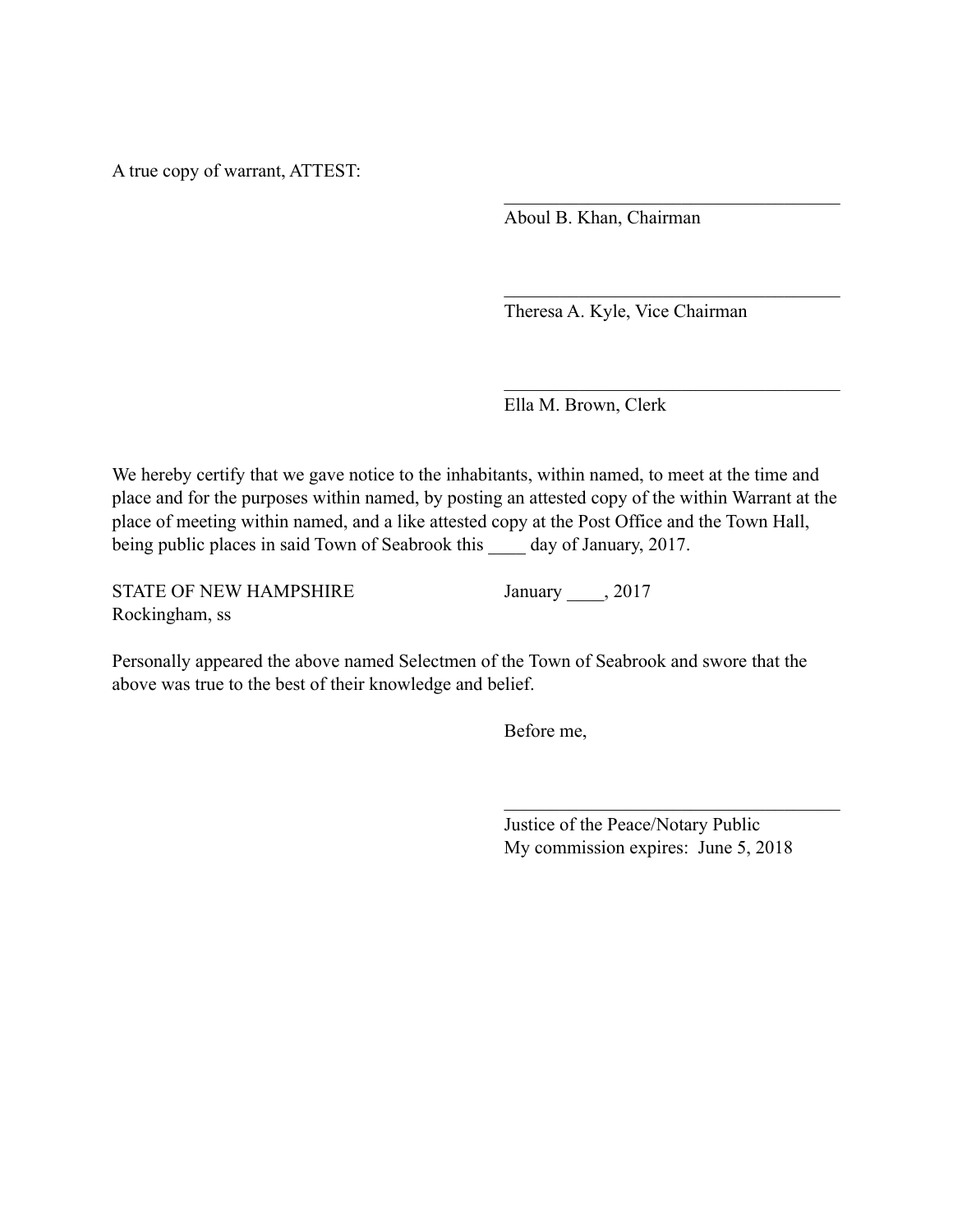A true copy of warrant, ATTEST:

\_\_\_\_\_\_\_\_\_\_\_\_\_\_\_\_\_\_\_\_\_\_\_\_\_\_\_\_\_\_\_\_\_\_\_\_
Aboul B. Khan, Chairman

\_\_\_\_\_\_\_\_\_\_\_\_\_\_\_\_\_\_\_\_\_\_\_\_\_\_\_\_\_\_\_\_\_\_\_\_
Theresa A. Kyle, Vice Chairman

\_\_\_\_\_\_\_\_\_\_\_\_\_\_\_\_\_\_\_\_\_\_\_\_\_\_\_\_\_\_\_\_\_\_\_\_
Ella M. Brown, Clerk

We hereby certify that we gave notice to the inhabitants, within named, to meet at the time and place and for the purposes within named, by posting an attested copy of the within Warrant at the place of meeting within named, and a like attested copy at the Post Office and the Town Hall, being public places in said Town of Seabrook this \_\_\_\_ day of January, 2017.

STATE OF NEW HAMPSHIRE
Rockingham, ss

January \_\_\_\_, 2017

Personally appeared the above named Selectmen of the Town of Seabrook and swore that the above was true to the best of their knowledge and belief.

Before me,

\_\_\_\_\_\_\_\_\_\_\_\_\_\_\_\_\_\_\_\_\_\_\_\_\_\_\_\_\_\_\_\_\_\_\_\_
Justice of the Peace/Notary Public
My commission expires: June 5, 2018